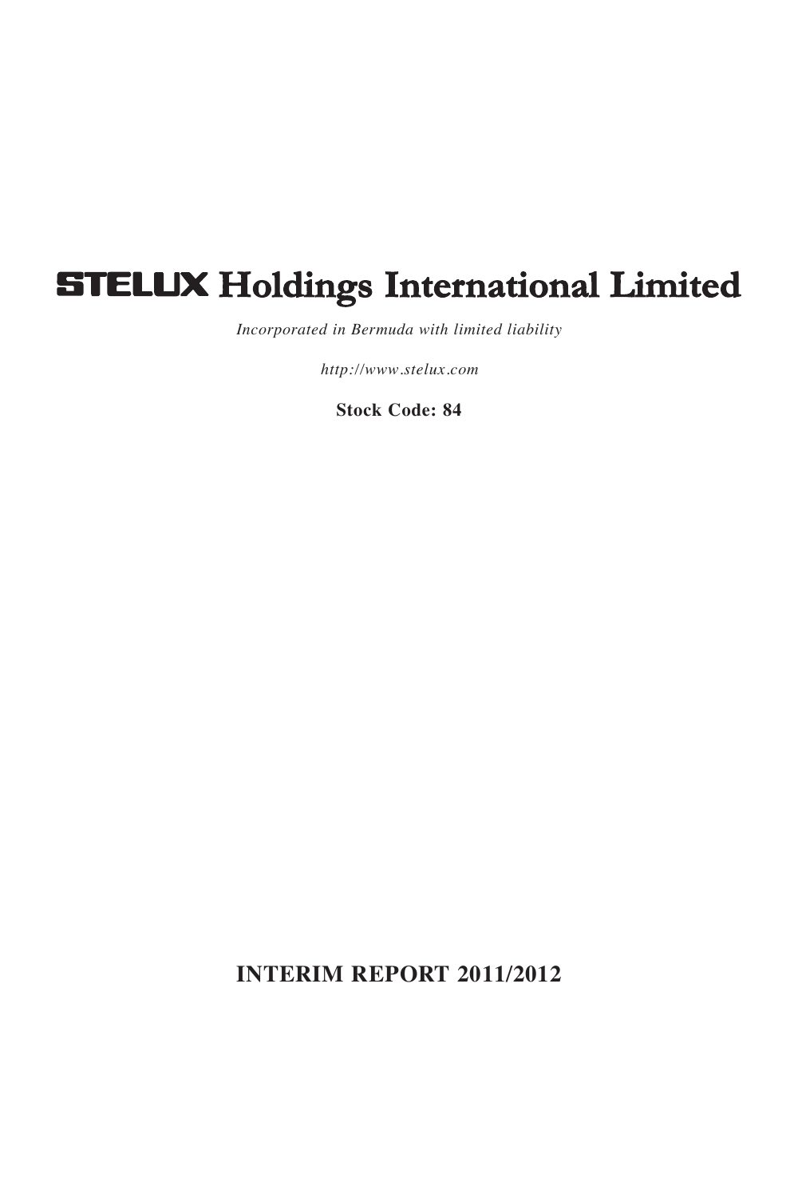# STELUX Holdings International Limited

*Incorporated in Bermuda with limited liability*

*http://www.stelux.com*

**Stock Code: 84**

## INTERIM REPORT 2011/2012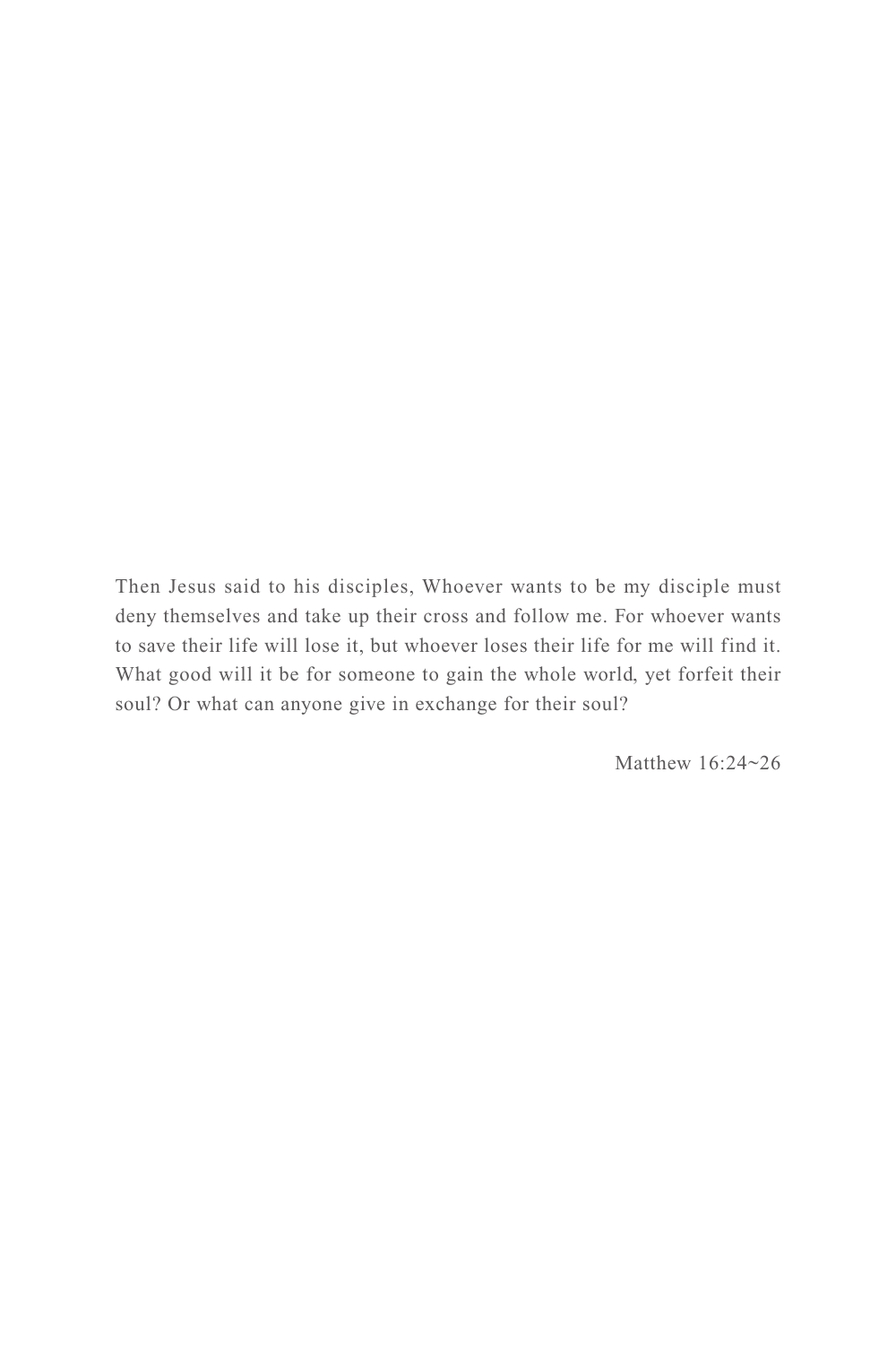Then Jesus said to his disciples, Whoever wants to be my disciple must deny themselves and take up their cross and follow me. For whoever wants to save their life will lose it, but whoever loses their life for me will find it. What good will it be for someone to gain the whole world, yet forfeit their soul? Or what can anyone give in exchange for their soul?

Matthew 16:24~26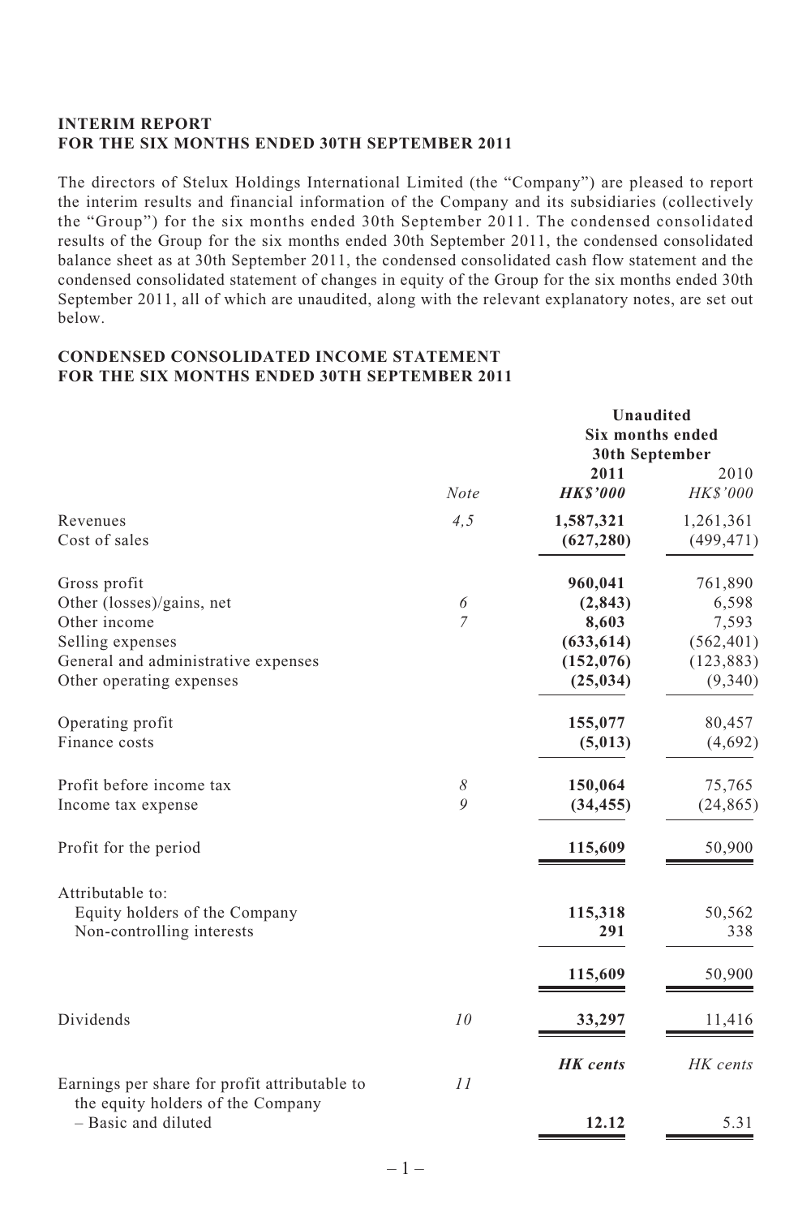**INTERIM REPORT**
**FOR THE SIX MONTHS ENDED 30TH SEPTEMBER 2011**

The directors of Stelux Holdings International Limited (the "Company") are pleased to report the interim results and financial information of the Company and its subsidiaries (collectively the "Group") for the six months ended 30th September 2011. The condensed consolidated results of the Group for the six months ended 30th September 2011, the condensed consolidated balance sheet as at 30th September 2011, the condensed consolidated cash flow statement and the condensed consolidated statement of changes in equity of the Group for the six months ended 30th September 2011, all of which are unaudited, along with the relevant explanatory notes, are set out below.

**CONDENSED CONSOLIDATED INCOME STATEMENT**
**FOR THE SIX MONTHS ENDED 30TH SEPTEMBER 2011**

| | | **Unaudited Six months ended 30th September** | |
|---|---|---|---|
| | | **2011** | 2010 |
| | *Note* | ***HK$'000*** | *HK$'000* |
| Revenues | *4,5* | **1,587,321** | 1,261,361 |
| Cost of sales | | **(627,280)** | (499,471) |
| Gross profit | | **960,041** | 761,890 |
| Other (losses)/gains, net | *6* | **(2,843)** | 6,598 |
| Other income | *7* | **8,603** | 7,593 |
| Selling expenses | | **(633,614)** | (562,401) |
| General and administrative expenses | | **(152,076)** | (123,883) |
| Other operating expenses | | **(25,034)** | (9,340) |
| Operating profit | | **155,077** | 80,457 |
| Finance costs | | **(5,013)** | (4,692) |
| Profit before income tax | *8* | **150,064** | 75,765 |
| Income tax expense | *9* | **(34,455)** | (24,865) |
| Profit for the period | | **115,609** | 50,900 |
| Attributable to: | | | |
| Equity holders of the Company | | **115,318** | 50,562 |
| Non-controlling interests | | **291** | 338 |
| | | **115,609** | 50,900 |
| Dividends | *10* | **33,297** | 11,416 |
| | | ***HK cents*** | *HK cents* |
| Earnings per share for profit attributable to the equity holders of the Company | *11* | | |
| – Basic and diluted | | **12.12** | 5.31 |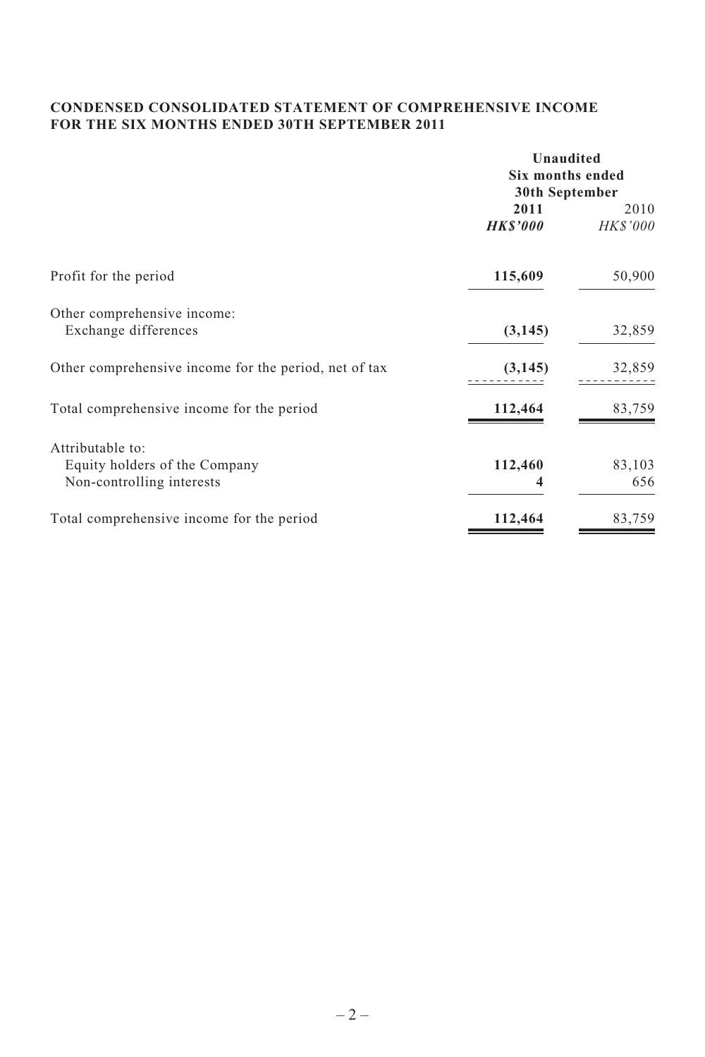**CONDENSED CONSOLIDATED STATEMENT OF COMPREHENSIVE INCOME FOR THE SIX MONTHS ENDED 30TH SEPTEMBER 2011**

| | Unaudited Six months ended 30th September | |
|---|---|---|
| | **2011** | 2010 |
| | ***HK$'000*** | *HK$'000* |
| Profit for the period | **115,609** | 50,900 |
| Other comprehensive income: | | |
| Exchange differences | **(3,145)** | 32,859 |
| Other comprehensive income for the period, net of tax | **(3,145)** | 32,859 |
| Total comprehensive income for the period | **112,464** | 83,759 |
| Attributable to: | | |
| Equity holders of the Company | **112,460** | 83,103 |
| Non-controlling interests | **4** | 656 |
| Total comprehensive income for the period | **112,464** | 83,759 |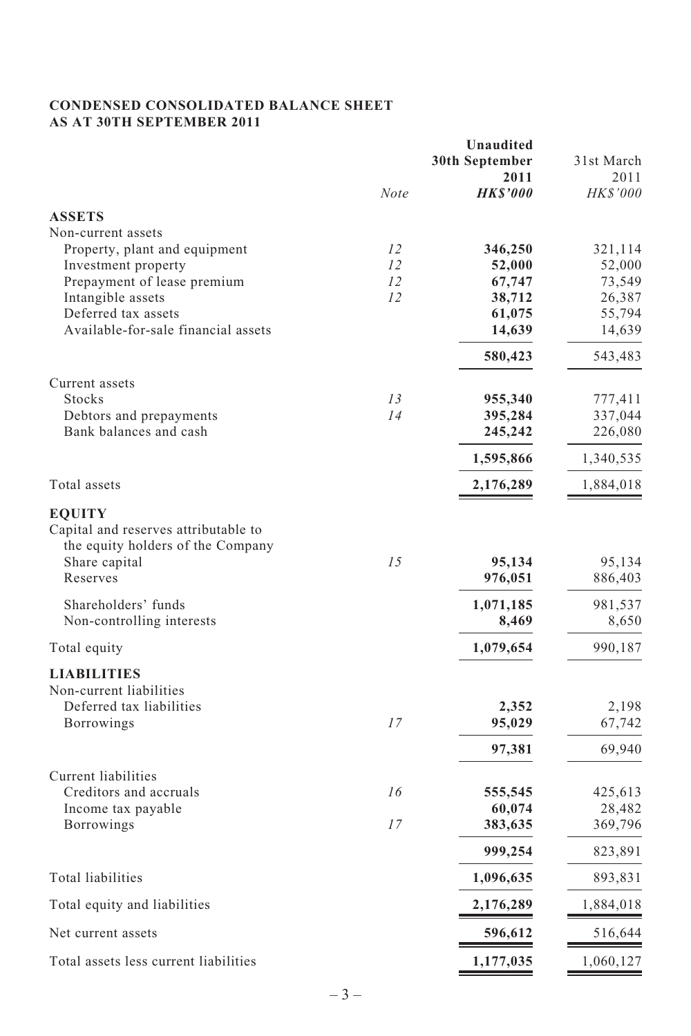**CONDENSED CONSOLIDATED BALANCE SHEET**
**AS AT 30TH SEPTEMBER 2011**

| | *Note* | **Unaudited 30th September 2011 *HK$'000*** | 31st March 2011 *HK$'000* |
|---|---|---|---|
| **ASSETS** | | | |
| Non-current assets | | | |
| Property, plant and equipment | 12 | **346,250** | 321,114 |
| Investment property | 12 | **52,000** | 52,000 |
| Prepayment of lease premium | 12 | **67,747** | 73,549 |
| Intangible assets | 12 | **38,712** | 26,387 |
| Deferred tax assets | | **61,075** | 55,794 |
| Available-for-sale financial assets | | **14,639** | 14,639 |
| | | **580,423** | 543,483 |
| Current assets | | | |
| Stocks | 13 | **955,340** | 777,411 |
| Debtors and prepayments | 14 | **395,284** | 337,044 |
| Bank balances and cash | | **245,242** | 226,080 |
| | | **1,595,866** | 1,340,535 |
| Total assets | | **2,176,289** | 1,884,018 |
| **EQUITY** | | | |
| Capital and reserves attributable to the equity holders of the Company | | | |
| Share capital | 15 | **95,134** | 95,134 |
| Reserves | | **976,051** | 886,403 |
| Shareholders' funds | | **1,071,185** | 981,537 |
| Non-controlling interests | | **8,469** | 8,650 |
| Total equity | | **1,079,654** | 990,187 |
| **LIABILITIES** | | | |
| Non-current liabilities | | | |
| Deferred tax liabilities | | **2,352** | 2,198 |
| Borrowings | 17 | **95,029** | 67,742 |
| | | **97,381** | 69,940 |
| Current liabilities | | | |
| Creditors and accruals | 16 | **555,545** | 425,613 |
| Income tax payable | | **60,074** | 28,482 |
| Borrowings | 17 | **383,635** | 369,796 |
| | | **999,254** | 823,891 |
| Total liabilities | | **1,096,635** | 893,831 |
| Total equity and liabilities | | **2,176,289** | 1,884,018 |
| Net current assets | | **596,612** | 516,644 |
| Total assets less current liabilities | | **1,177,035** | 1,060,127 |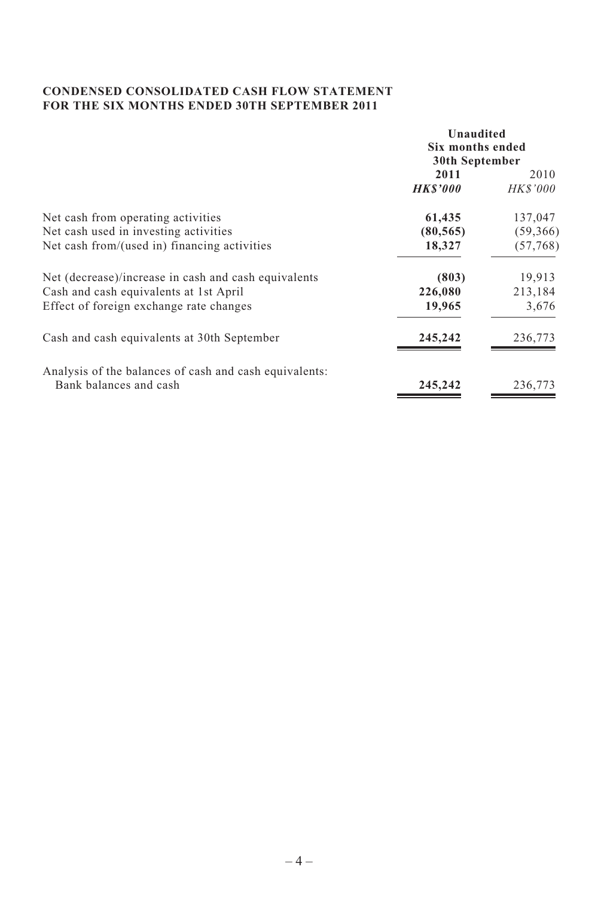**CONDENSED CONSOLIDATED CASH FLOW STATEMENT**
**FOR THE SIX MONTHS ENDED 30TH SEPTEMBER 2011**

| | **Unaudited Six months ended 30th September** | |
|---|---|---|
| | **2011** | 2010 |
| | ***HK$'000*** | *HK$'000* |
| Net cash from operating activities | **61,435** | 137,047 |
| Net cash used in investing activities | **(80,565)** | (59,366) |
| Net cash from/(used in) financing activities | **18,327** | (57,768) |
| Net (decrease)/increase in cash and cash equivalents | **(803)** | 19,913 |
| Cash and cash equivalents at 1st April | **226,080** | 213,184 |
| Effect of foreign exchange rate changes | **19,965** | 3,676 |
| Cash and cash equivalents at 30th September | **245,242** | 236,773 |
| Analysis of the balances of cash and cash equivalents: | | |
| Bank balances and cash | **245,242** | 236,773 |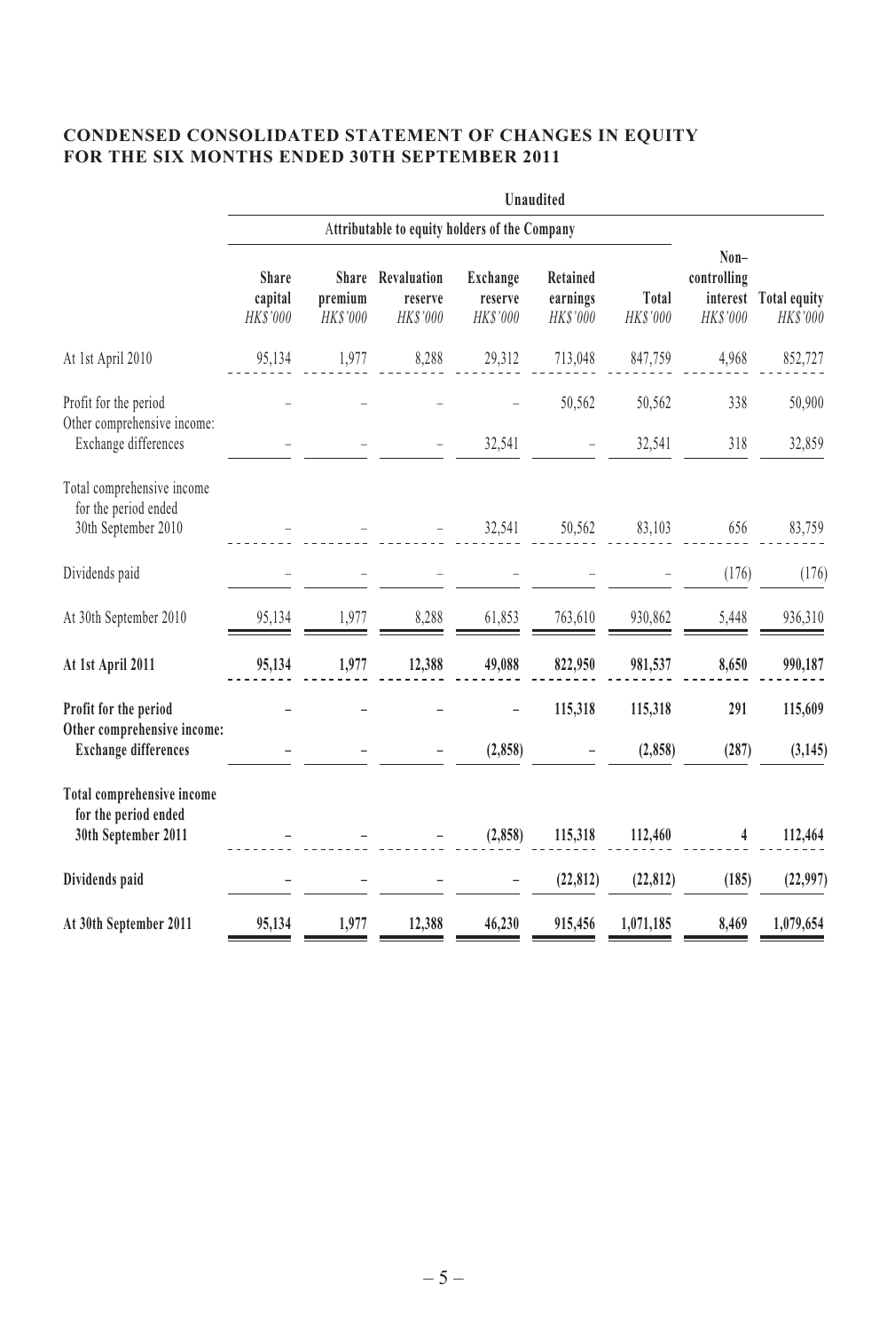## CONDENSED CONSOLIDATED STATEMENT OF CHANGES IN EQUITY FOR THE SIX MONTHS ENDED 30TH SEPTEMBER 2011

| | Unaudited | | | | | | | |
|---|---|---|---|---|---|---|---|---|
| | Attributable to equity holders of the Company | | | | | | | |
| | Share capital *HK$'000* | Share premium *HK$'000* | Revaluation reserve *HK$'000* | Exchange reserve *HK$'000* | Retained earnings *HK$'000* | Total *HK$'000* | Non–controlling interest *HK$'000* | Total equity *HK$'000* |
| At 1st April 2010 | 95,134 | 1,977 | 8,288 | 29,312 | 713,048 | 847,759 | 4,968 | 852,727 |
| Profit for the period | – | – | – | – | 50,562 | 50,562 | 338 | 50,900 |
| Other comprehensive income: Exchange differences | – | – | – | 32,541 | – | 32,541 | 318 | 32,859 |
| Total comprehensive income for the period ended 30th September 2010 | – | – | – | 32,541 | 50,562 | 83,103 | 656 | 83,759 |
| Dividends paid | – | – | – | – | – | – | (176) | (176) |
| At 30th September 2010 | 95,134 | 1,977 | 8,288 | 61,853 | 763,610 | 930,862 | 5,448 | 936,310 |
| **At 1st April 2011** | **95,134** | **1,977** | **12,388** | **49,088** | **822,950** | **981,537** | **8,650** | **990,187** |
| **Profit for the period** | **–** | **–** | **–** | **–** | **115,318** | **115,318** | **291** | **115,609** |
| **Other comprehensive income: Exchange differences** | **–** | **–** | **–** | **(2,858)** | **–** | **(2,858)** | **(287)** | **(3,145)** |
| **Total comprehensive income for the period ended 30th September 2011** | **–** | **–** | **–** | **(2,858)** | **115,318** | **112,460** | **4** | **112,464** |
| **Dividends paid** | **–** | **–** | **–** | **–** | **(22,812)** | **(22,812)** | **(185)** | **(22,997)** |
| **At 30th September 2011** | **95,134** | **1,977** | **12,388** | **46,230** | **915,456** | **1,071,185** | **8,469** | **1,079,654** |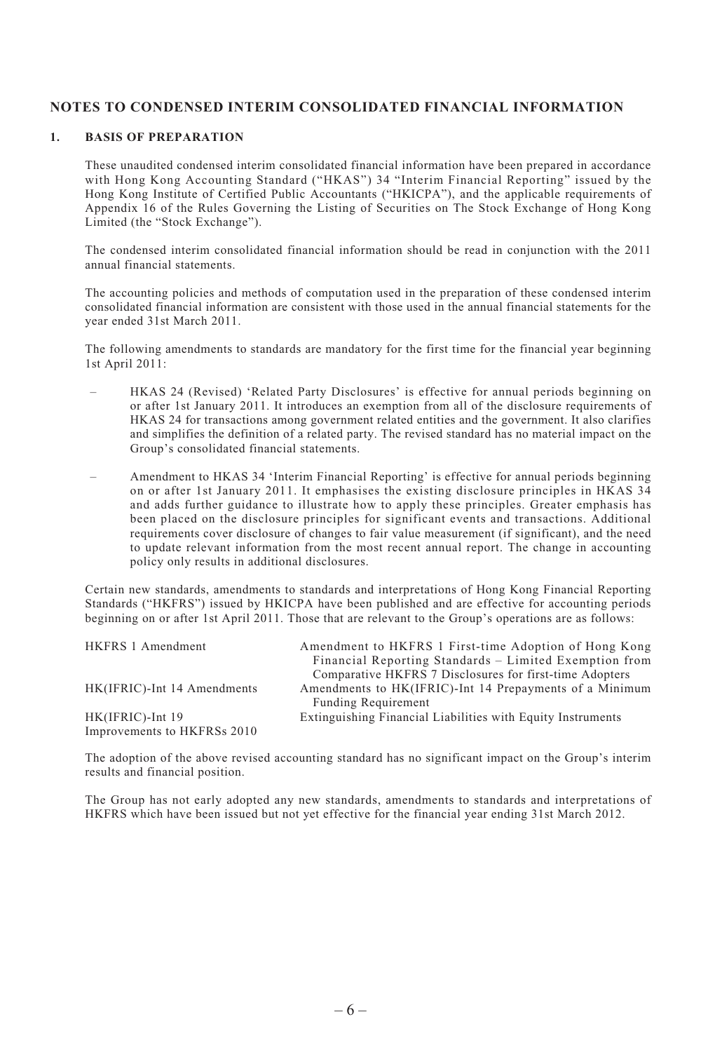## NOTES TO CONDENSED INTERIM CONSOLIDATED FINANCIAL INFORMATION

### 1. BASIS OF PREPARATION

These unaudited condensed interim consolidated financial information have been prepared in accordance with Hong Kong Accounting Standard ("HKAS") 34 "Interim Financial Reporting" issued by the Hong Kong Institute of Certified Public Accountants ("HKICPA"), and the applicable requirements of Appendix 16 of the Rules Governing the Listing of Securities on The Stock Exchange of Hong Kong Limited (the "Stock Exchange").

The condensed interim consolidated financial information should be read in conjunction with the 2011 annual financial statements.

The accounting policies and methods of computation used in the preparation of these condensed interim consolidated financial information are consistent with those used in the annual financial statements for the year ended 31st March 2011.

The following amendments to standards are mandatory for the first time for the financial year beginning 1st April 2011:

- HKAS 24 (Revised) 'Related Party Disclosures' is effective for annual periods beginning on or after 1st January 2011. It introduces an exemption from all of the disclosure requirements of HKAS 24 for transactions among government related entities and the government. It also clarifies and simplifies the definition of a related party. The revised standard has no material impact on the Group's consolidated financial statements.

- Amendment to HKAS 34 'Interim Financial Reporting' is effective for annual periods beginning on or after 1st January 2011. It emphasises the existing disclosure principles in HKAS 34 and adds further guidance to illustrate how to apply these principles. Greater emphasis has been placed on the disclosure principles for significant events and transactions. Additional requirements cover disclosure of changes to fair value measurement (if significant), and the need to update relevant information from the most recent annual report. The change in accounting policy only results in additional disclosures.

Certain new standards, amendments to standards and interpretations of Hong Kong Financial Reporting Standards ("HKFRS") issued by HKICPA have been published and are effective for accounting periods beginning on or after 1st April 2011. Those that are relevant to the Group's operations are as follows:

| | |
|---|---|
| HKFRS 1 Amendment | Amendment to HKFRS 1 First-time Adoption of Hong Kong Financial Reporting Standards – Limited Exemption from Comparative HKFRS 7 Disclosures for first-time Adopters |
| HK(IFRIC)-Int 14 Amendments | Amendments to HK(IFRIC)-Int 14 Prepayments of a Minimum Funding Requirement |
| HK(IFRIC)-Int 19 | Extinguishing Financial Liabilities with Equity Instruments |
| Improvements to HKFRSs 2010 | |

The adoption of the above revised accounting standard has no significant impact on the Group's interim results and financial position.

The Group has not early adopted any new standards, amendments to standards and interpretations of HKFRS which have been issued but not yet effective for the financial year ending 31st March 2012.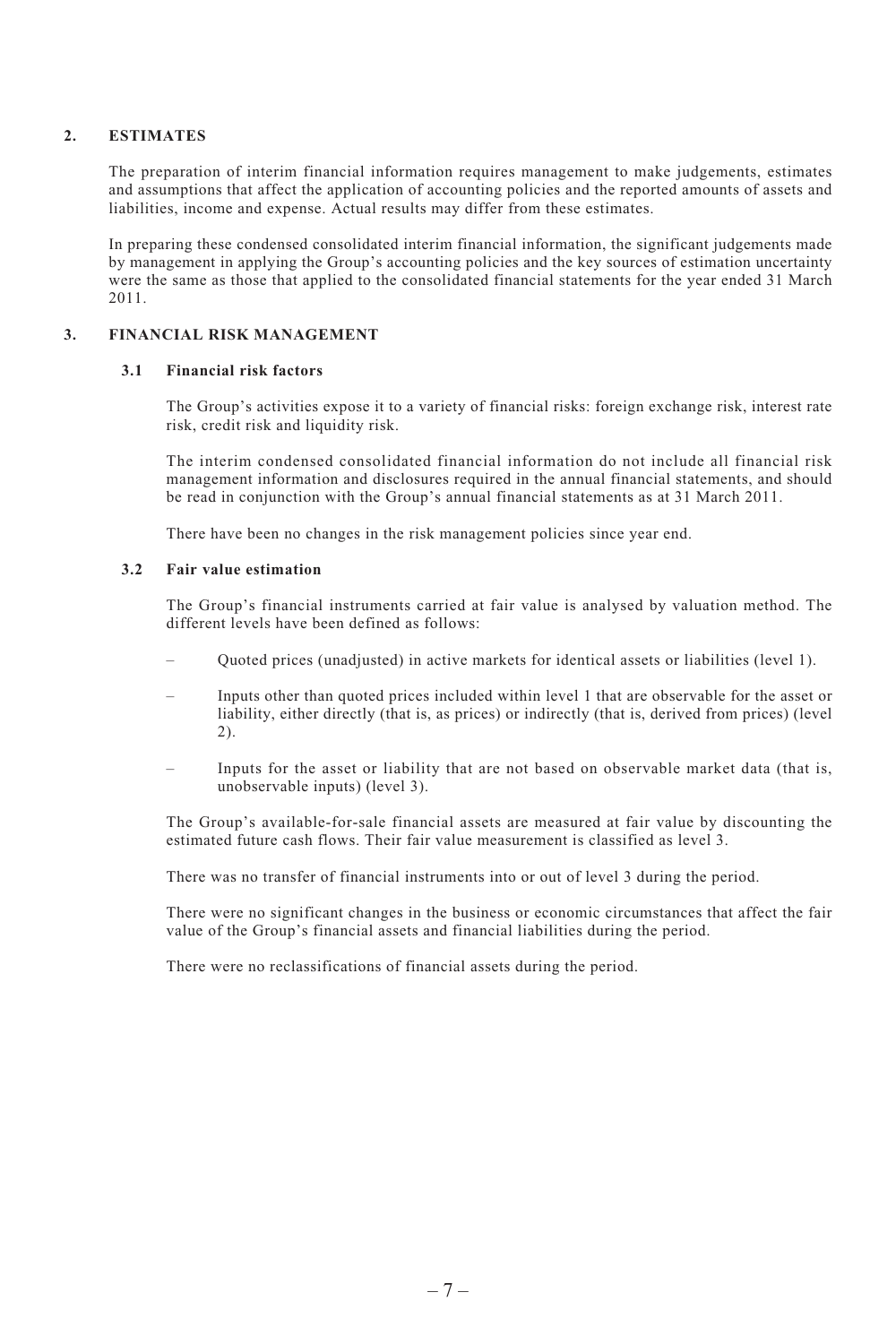## 2. ESTIMATES

The preparation of interim financial information requires management to make judgements, estimates and assumptions that affect the application of accounting policies and the reported amounts of assets and liabilities, income and expense. Actual results may differ from these estimates.

In preparing these condensed consolidated interim financial information, the significant judgements made by management in applying the Group's accounting policies and the key sources of estimation uncertainty were the same as those that applied to the consolidated financial statements for the year ended 31 March 2011.

## 3. FINANCIAL RISK MANAGEMENT

### 3.1 Financial risk factors

The Group's activities expose it to a variety of financial risks: foreign exchange risk, interest rate risk, credit risk and liquidity risk.

The interim condensed consolidated financial information do not include all financial risk management information and disclosures required in the annual financial statements, and should be read in conjunction with the Group's annual financial statements as at 31 March 2011.

There have been no changes in the risk management policies since year end.

### 3.2 Fair value estimation

The Group's financial instruments carried at fair value is analysed by valuation method. The different levels have been defined as follows:

- Quoted prices (unadjusted) in active markets for identical assets or liabilities (level 1).
- Inputs other than quoted prices included within level 1 that are observable for the asset or liability, either directly (that is, as prices) or indirectly (that is, derived from prices) (level 2).
- Inputs for the asset or liability that are not based on observable market data (that is, unobservable inputs) (level 3).

The Group's available-for-sale financial assets are measured at fair value by discounting the estimated future cash flows. Their fair value measurement is classified as level 3.

There was no transfer of financial instruments into or out of level 3 during the period.

There were no significant changes in the business or economic circumstances that affect the fair value of the Group's financial assets and financial liabilities during the period.

There were no reclassifications of financial assets during the period.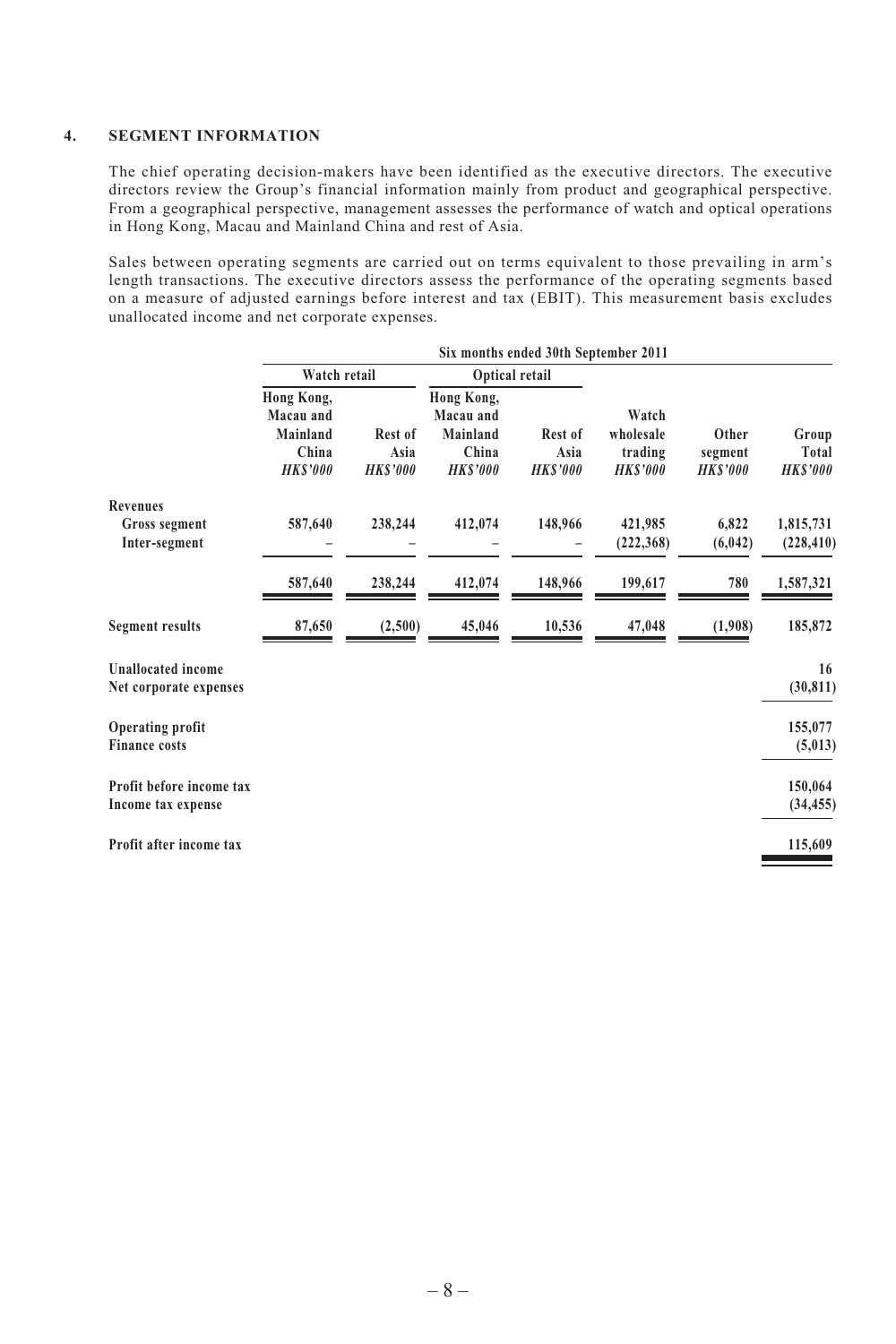## 4. SEGMENT INFORMATION

The chief operating decision-makers have been identified as the executive directors. The executive directors review the Group's financial information mainly from product and geographical perspective. From a geographical perspective, management assesses the performance of watch and optical operations in Hong Kong, Macau and Mainland China and rest of Asia.

Sales between operating segments are carried out on terms equivalent to those prevailing in arm's length transactions. The executive directors assess the performance of the operating segments based on a measure of adjusted earnings before interest and tax (EBIT). This measurement basis excludes unallocated income and net corporate expenses.

| | Six months ended 30th September 2011 | | | | | | |
|---|---|---|---|---|---|---|---|
| | Watch retail | | Optical retail | | | | |
| | Hong Kong, Macau and Mainland China *HK$'000* | Rest of Asia *HK$'000* | Hong Kong, Macau and Mainland China *HK$'000* | Rest of Asia *HK$'000* | Watch wholesale trading *HK$'000* | Other segment *HK$'000* | Group Total *HK$'000* |
| **Revenues** | | | | | | | |
| Gross segment | 587,640 | 238,244 | 412,074 | 148,966 | 421,985 | 6,822 | 1,815,731 |
| Inter-segment | – | – | – | – | (222,368) | (6,042) | (228,410) |
| | 587,640 | 238,244 | 412,074 | 148,966 | 199,617 | 780 | 1,587,321 |
| **Segment results** | 87,650 | (2,500) | 45,046 | 10,536 | 47,048 | (1,908) | 185,872 |
| **Unallocated income** | | | | | | | 16 |
| **Net corporate expenses** | | | | | | | (30,811) |
| **Operating profit** | | | | | | | 155,077 |
| **Finance costs** | | | | | | | (5,013) |
| **Profit before income tax** | | | | | | | 150,064 |
| **Income tax expense** | | | | | | | (34,455) |
| **Profit after income tax** | | | | | | | 115,609 |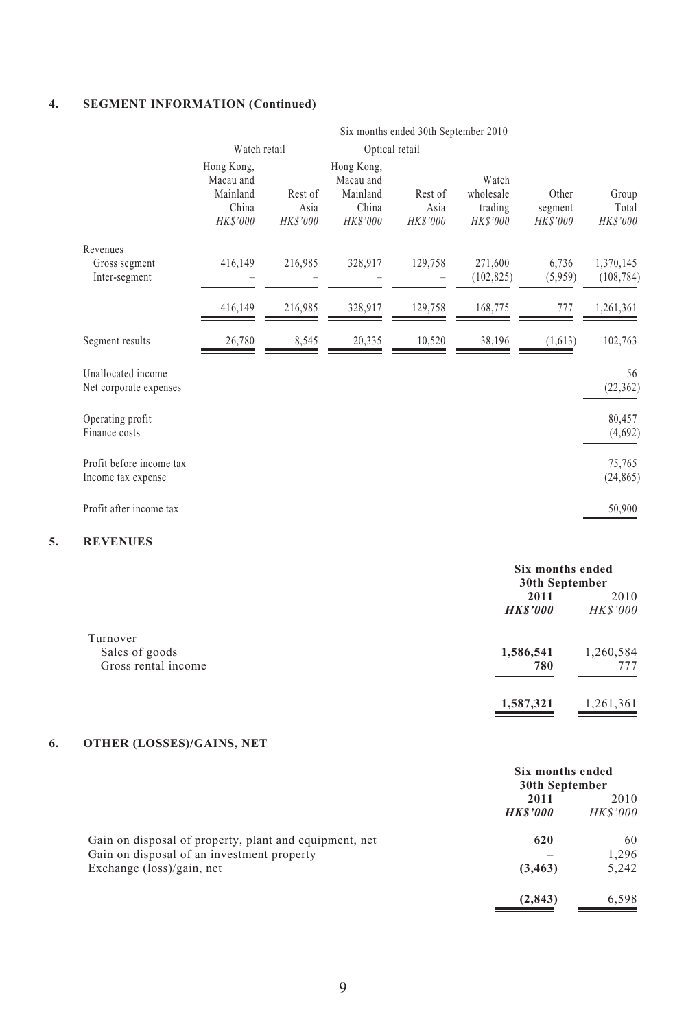## 4. SEGMENT INFORMATION (Continued)

| | Six months ended 30th September 2010 | | | | | | |
|---|---|---|---|---|---|---|---|
| | Watch retail | | Optical retail | | | | |
| | Hong Kong, Macau and Mainland China *HK$'000* | Rest of Asia *HK$'000* | Hong Kong, Macau and Mainland China *HK$'000* | Rest of Asia *HK$'000* | Watch wholesale trading *HK$'000* | Other segment *HK$'000* | Group Total *HK$'000* |
| Revenues | | | | | | | |
| Gross segment | 416,149 | 216,985 | 328,917 | 129,758 | 271,600 | 6,736 | 1,370,145 |
| Inter-segment | – | – | – | – | (102,825) | (5,959) | (108,784) |
| | 416,149 | 216,985 | 328,917 | 129,758 | 168,775 | 777 | 1,261,361 |
| Segment results | 26,780 | 8,545 | 20,335 | 10,520 | 38,196 | (1,613) | 102,763 |
| Unallocated income | | | | | | | 56 |
| Net corporate expenses | | | | | | | (22,362) |
| Operating profit | | | | | | | 80,457 |
| Finance costs | | | | | | | (4,692) |
| Profit before income tax | | | | | | | 75,765 |
| Income tax expense | | | | | | | (24,865) |
| Profit after income tax | | | | | | | 50,900 |

## 5. REVENUES

| | Six months ended 30th September | |
|---|---|---|
| | **2011** | 2010 |
| | ***HK$'000*** | *HK$'000* |
| Turnover | | |
| Sales of goods | **1,586,541** | 1,260,584 |
| Gross rental income | **780** | 777 |
| | **1,587,321** | 1,261,361 |

## 6. OTHER (LOSSES)/GAINS, NET

| | Six months ended 30th September | |
|---|---|---|
| | **2011** | 2010 |
| | ***HK$'000*** | *HK$'000* |
| Gain on disposal of property, plant and equipment, net | **620** | 60 |
| Gain on disposal of an investment property | **–** | 1,296 |
| Exchange (loss)/gain, net | **(3,463)** | 5,242 |
| | **(2,843)** | 6,598 |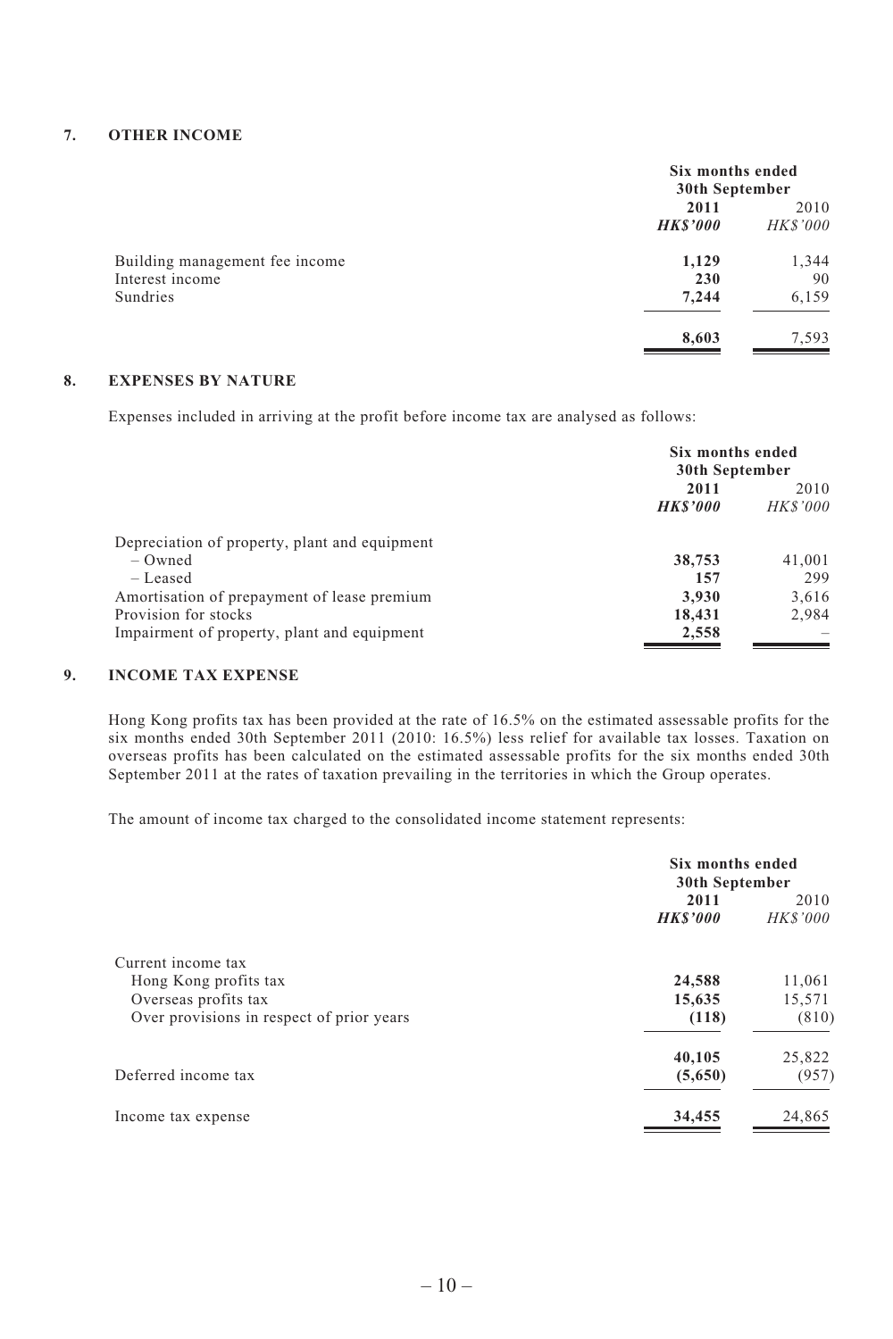## 7. OTHER INCOME

| | Six months ended 30th September | |
|---|---|---|
| | **2011** | 2010 |
| | ***HK$'000*** | *HK$'000* |
| Building management fee income | **1,129** | 1,344 |
| Interest income | **230** | 90 |
| Sundries | **7,244** | 6,159 |
| | **8,603** | 7,593 |

## 8. EXPENSES BY NATURE

Expenses included in arriving at the profit before income tax are analysed as follows:

| | Six months ended 30th September | |
|---|---|---|
| | **2011** | 2010 |
| | ***HK$'000*** | *HK$'000* |
| Depreciation of property, plant and equipment | | |
| – Owned | **38,753** | 41,001 |
| – Leased | **157** | 299 |
| Amortisation of prepayment of lease premium | **3,930** | 3,616 |
| Provision for stocks | **18,431** | 2,984 |
| Impairment of property, plant and equipment | **2,558** | – |

## 9. INCOME TAX EXPENSE

Hong Kong profits tax has been provided at the rate of 16.5% on the estimated assessable profits for the six months ended 30th September 2011 (2010: 16.5%) less relief for available tax losses. Taxation on overseas profits has been calculated on the estimated assessable profits for the six months ended 30th September 2011 at the rates of taxation prevailing in the territories in which the Group operates.

The amount of income tax charged to the consolidated income statement represents:

| | Six months ended 30th September | |
|---|---|---|
| | **2011** | 2010 |
| | ***HK$'000*** | *HK$'000* |
| Current income tax | | |
| Hong Kong profits tax | **24,588** | 11,061 |
| Overseas profits tax | **15,635** | 15,571 |
| Over provisions in respect of prior years | **(118)** | (810) |
| | **40,105** | 25,822 |
| Deferred income tax | **(5,650)** | (957) |
| Income tax expense | **34,455** | 24,865 |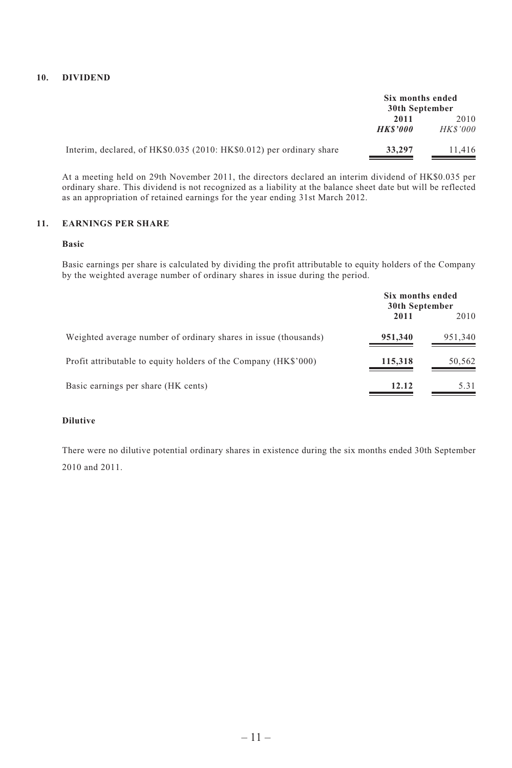## 10. DIVIDEND

| | Six months ended 30th September | |
|---|---|---|
| | **2011** | 2010 |
| | ***HK$'000*** | *HK$'000* |
| Interim, declared, of HK$0.035 (2010: HK$0.012) per ordinary share | **33,297** | 11,416 |

At a meeting held on 29th November 2011, the directors declared an interim dividend of HK$0.035 per ordinary share. This dividend is not recognized as a liability at the balance sheet date but will be reflected as an appropriation of retained earnings for the year ending 31st March 2012.

## 11. EARNINGS PER SHARE

**Basic**

Basic earnings per share is calculated by dividing the profit attributable to equity holders of the Company by the weighted average number of ordinary shares in issue during the period.

| | Six months ended 30th September | |
|---|---|---|
| | **2011** | 2010 |
| Weighted average number of ordinary shares in issue (thousands) | **951,340** | 951,340 |
| Profit attributable to equity holders of the Company (HK$'000) | **115,318** | 50,562 |
| Basic earnings per share (HK cents) | **12.12** | 5.31 |

**Dilutive**

There were no dilutive potential ordinary shares in existence during the six months ended 30th September 2010 and 2011.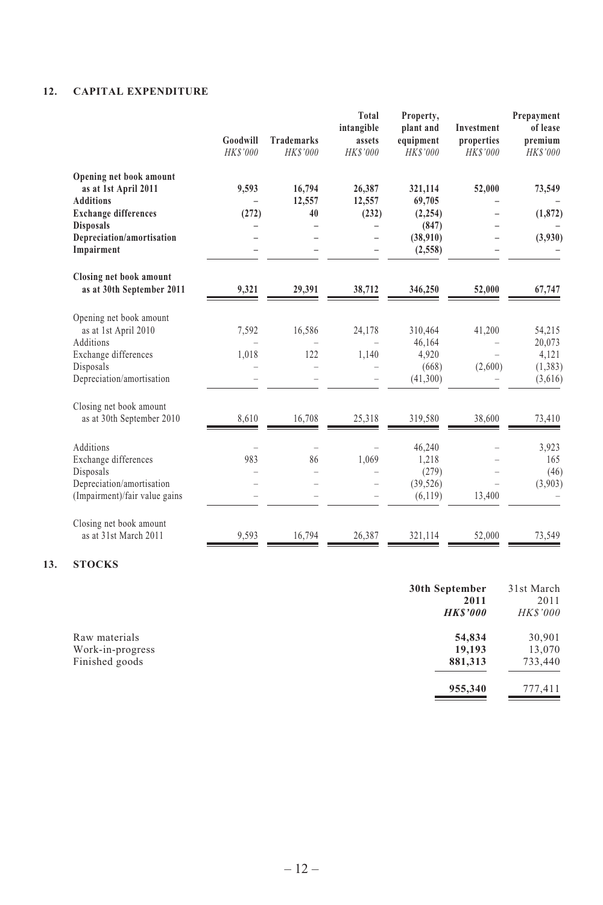## 12. CAPITAL EXPENDITURE

| | Goodwill | Trademarks | Total intangible assets | Property, plant and equipment | Investment properties | Prepayment of lease premium |
|---|---|---|---|---|---|---|
| | *HK$'000* | *HK$'000* | *HK$'000* | *HK$'000* | *HK$'000* | *HK$'000* |
| **Opening net book amount as at 1st April 2011** | **9,593** | **16,794** | **26,387** | **321,114** | **52,000** | **73,549** |
| **Additions** | **–** | **12,557** | **12,557** | **69,705** | **–** | **–** |
| **Exchange differences** | **(272)** | **40** | **(232)** | **(2,254)** | **–** | **(1,872)** |
| **Disposals** | **–** | **–** | **–** | **(847)** | **–** | **–** |
| **Depreciation/amortisation** | **–** | **–** | **–** | **(38,910)** | **–** | **(3,930)** |
| **Impairment** | **–** | **–** | **–** | **(2,558)** | **–** | **–** |
| **Closing net book amount as at 30th September 2011** | **9,321** | **29,391** | **38,712** | **346,250** | **52,000** | **67,747** |
| Opening net book amount as at 1st April 2010 | 7,592 | 16,586 | 24,178 | 310,464 | 41,200 | 54,215 |
| Additions | – | – | – | 46,164 | – | 20,073 |
| Exchange differences | 1,018 | 122 | 1,140 | 4,920 | – | 4,121 |
| Disposals | – | – | – | (668) | (2,600) | (1,383) |
| Depreciation/amortisation | – | – | – | (41,300) | – | (3,616) |
| Closing net book amount as at 30th September 2010 | 8,610 | 16,708 | 25,318 | 319,580 | 38,600 | 73,410 |
| Additions | – | – | – | 46,240 | – | 3,923 |
| Exchange differences | 983 | 86 | 1,069 | 1,218 | – | 165 |
| Disposals | – | – | – | (279) | – | (46) |
| Depreciation/amortisation | – | – | – | (39,526) | – | (3,903) |
| (Impairment)/fair value gains | – | – | – | (6,119) | 13,400 | – |
| Closing net book amount as at 31st March 2011 | 9,593 | 16,794 | 26,387 | 321,114 | 52,000 | 73,549 |

## 13. STOCKS

| | 30th September 2011 | 31st March 2011 |
|---|---|---|
| | ***HK$'000*** | *HK$'000* |
| Raw materials | **54,834** | 30,901 |
| Work-in-progress | **19,193** | 13,070 |
| Finished goods | **881,313** | 733,440 |
| | **955,340** | 777,411 |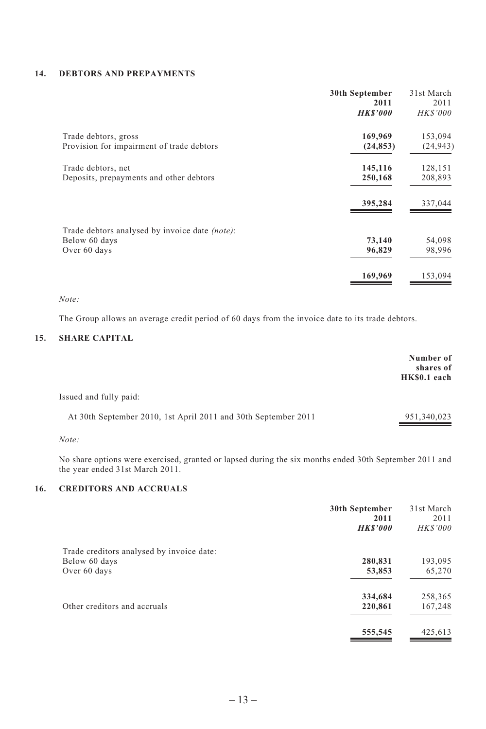## 14. DEBTORS AND PREPAYMENTS

| | 30th September 2011 *HK$'000* | 31st March 2011 *HK$'000* |
|---|---|---|
| Trade debtors, gross | **169,969** | 153,094 |
| Provision for impairment of trade debtors | **(24,853)** | (24,943) |
| Trade debtors, net | **145,116** | 128,151 |
| Deposits, prepayments and other debtors | **250,168** | 208,893 |
| | **395,284** | 337,044 |
| Trade debtors analysed by invoice date *(note)*: | | |
| Below 60 days | **73,140** | 54,098 |
| Over 60 days | **96,829** | 98,996 |
| | **169,969** | 153,094 |

*Note:*

The Group allows an average credit period of 60 days from the invoice date to its trade debtors.

## 15. SHARE CAPITAL

| | Number of shares of HK$0.1 each |
|---|---|
| Issued and fully paid: | |
| At 30th September 2010, 1st April 2011 and 30th September 2011 | 951,340,023 |

*Note:*

No share options were exercised, granted or lapsed during the six months ended 30th September 2011 and the year ended 31st March 2011.

## 16. CREDITORS AND ACCRUALS

| | 30th September 2011 *HK$'000* | 31st March 2011 *HK$'000* |
|---|---|---|
| Trade creditors analysed by invoice date: | | |
| Below 60 days | **280,831** | 193,095 |
| Over 60 days | **53,853** | 65,270 |
| | **334,684** | 258,365 |
| Other creditors and accruals | **220,861** | 167,248 |
| | **555,545** | 425,613 |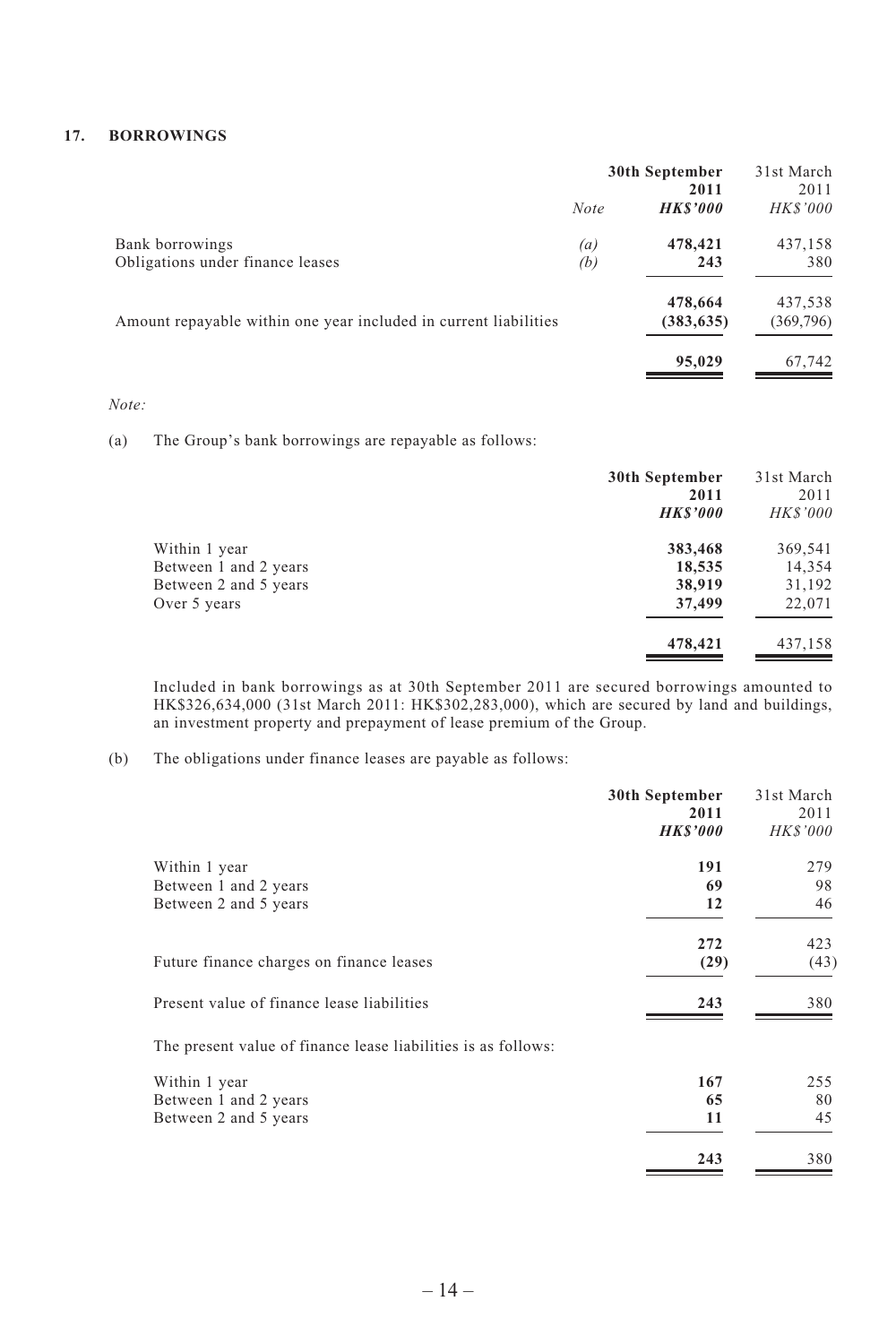## 17. BORROWINGS

| | Note | 30th September 2011 HK$'000 | 31st March 2011 HK$'000 |
|---|---|---|---|
| Bank borrowings | (a) | **478,421** | 437,158 |
| Obligations under finance leases | (b) | **243** | 380 |
| | | **478,664** | 437,538 |
| Amount repayable within one year included in current liabilities | | **(383,635)** | (369,796) |
| | | **95,029** | 67,742 |

*Note:*

(a) The Group's bank borrowings are repayable as follows:

| | 30th September 2011 HK$'000 | 31st March 2011 HK$'000 |
|---|---|---|
| Within 1 year | **383,468** | 369,541 |
| Between 1 and 2 years | **18,535** | 14,354 |
| Between 2 and 5 years | **38,919** | 31,192 |
| Over 5 years | **37,499** | 22,071 |
| | **478,421** | 437,158 |

Included in bank borrowings as at 30th September 2011 are secured borrowings amounted to HK$326,634,000 (31st March 2011: HK$302,283,000), which are secured by land and buildings, an investment property and prepayment of lease premium of the Group.

(b) The obligations under finance leases are payable as follows:

| | 30th September 2011 HK$'000 | 31st March 2011 HK$'000 |
|---|---|---|
| Within 1 year | **191** | 279 |
| Between 1 and 2 years | **69** | 98 |
| Between 2 and 5 years | **12** | 46 |
| | **272** | 423 |
| Future finance charges on finance leases | **(29)** | (43) |
| Present value of finance lease liabilities | **243** | 380 |

The present value of finance lease liabilities is as follows:

| | 30th September 2011 HK$'000 | 31st March 2011 HK$'000 |
|---|---|---|
| Within 1 year | **167** | 255 |
| Between 1 and 2 years | **65** | 80 |
| Between 2 and 5 years | **11** | 45 |
| | **243** | 380 |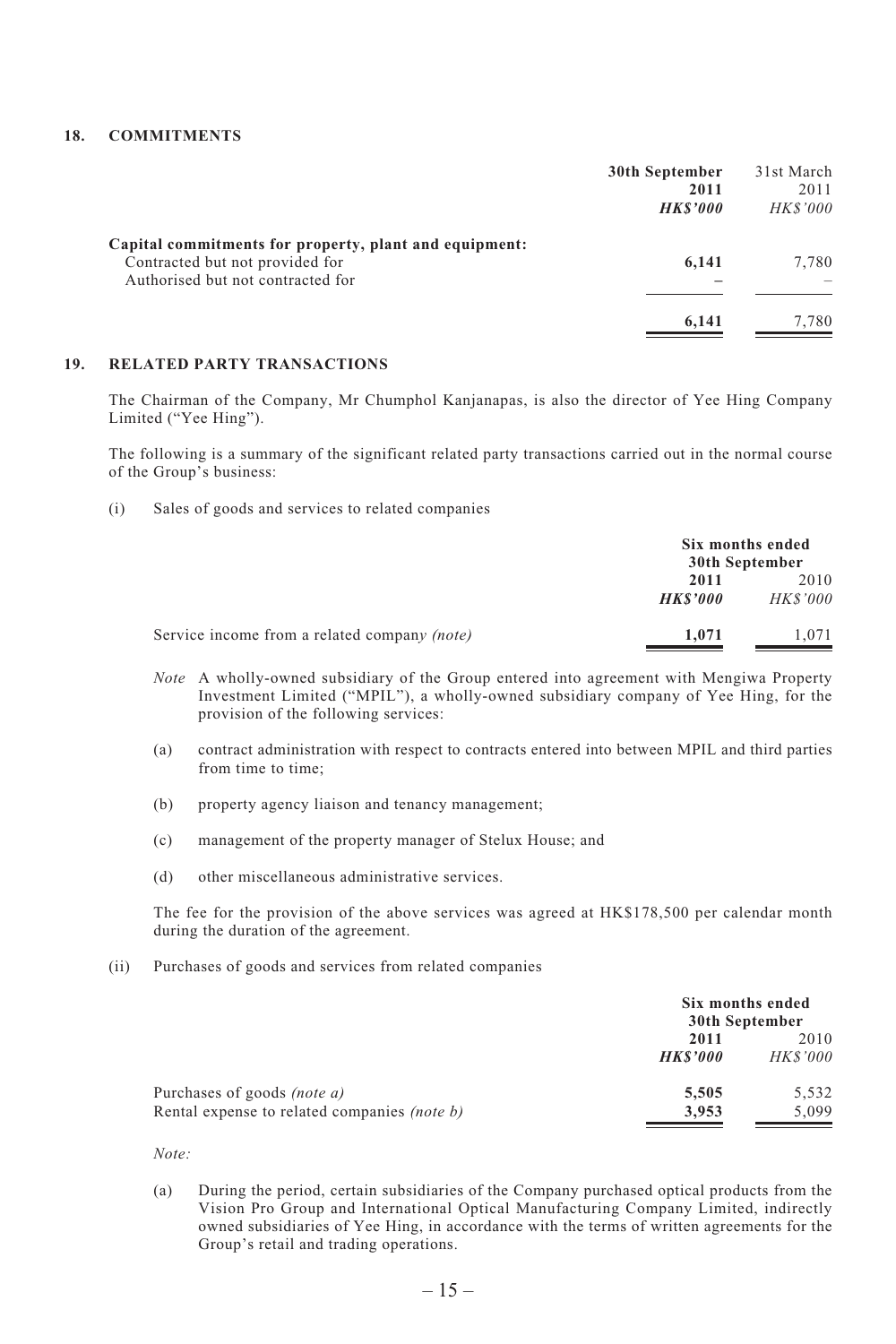## 18. COMMITMENTS

| | 30th September 2011 *HK$'000* | 31st March 2011 *HK$'000* |
|---|---|---|
| **Capital commitments for property, plant and equipment:** | | |
| Contracted but not provided for | **6,141** | 7,780 |
| Authorised but not contracted for | **–** | – |
| | **6,141** | 7,780 |

## 19. RELATED PARTY TRANSACTIONS

The Chairman of the Company, Mr Chumphol Kanjanapas, is also the director of Yee Hing Company Limited ("Yee Hing").

The following is a summary of the significant related party transactions carried out in the normal course of the Group's business:

(i) Sales of goods and services to related companies

| | Six months ended 30th September | |
|---|---|---|
| | **2011** *HK$'000* | 2010 *HK$'000* |
| Service income from a related company *(note)* | **1,071** | 1,071 |

*Note* A wholly-owned subsidiary of the Group entered into agreement with Mengiwa Property Investment Limited ("MPIL"), a wholly-owned subsidiary company of Yee Hing, for the provision of the following services:

(a) contract administration with respect to contracts entered into between MPIL and third parties from time to time;

(b) property agency liaison and tenancy management;

(c) management of the property manager of Stelux House; and

(d) other miscellaneous administrative services.

The fee for the provision of the above services was agreed at HK$178,500 per calendar month during the duration of the agreement.

(ii) Purchases of goods and services from related companies

| | Six months ended 30th September | |
|---|---|---|
| | **2011** *HK$'000* | 2010 *HK$'000* |
| Purchases of goods *(note a)* | **5,505** | 5,532 |
| Rental expense to related companies *(note b)* | **3,953** | 5,099 |

*Note:*

(a) During the period, certain subsidiaries of the Company purchased optical products from the Vision Pro Group and International Optical Manufacturing Company Limited, indirectly owned subsidiaries of Yee Hing, in accordance with the terms of written agreements for the Group's retail and trading operations.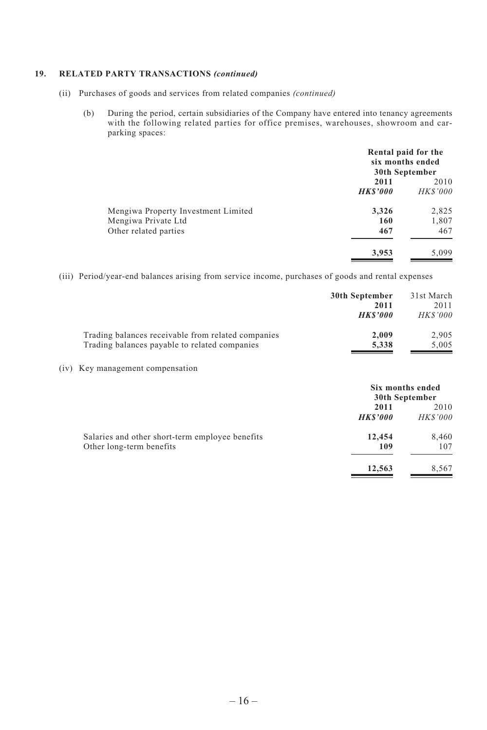## 19. RELATED PARTY TRANSACTIONS *(continued)*

(ii) Purchases of goods and services from related companies *(continued)*

(b) During the period, certain subsidiaries of the Company have entered into tenancy agreements with the following related parties for office premises, warehouses, showroom and car-parking spaces:

| | Rental paid for the six months ended 30th September | |
|---|---|---|
| | **2011** | 2010 |
| | ***HK$'000*** | *HK$'000* |
| Mengiwa Property Investment Limited | **3,326** | 2,825 |
| Mengiwa Private Ltd | **160** | 1,807 |
| Other related parties | **467** | 467 |
| | **3,953** | 5,099 |

(iii) Period/year-end balances arising from service income, purchases of goods and rental expenses

| | **30th September 2011** | 31st March 2011 |
|---|---|---|
| | ***HK$'000*** | *HK$'000* |
| Trading balances receivable from related companies | **2,009** | 2,905 |
| Trading balances payable to related companies | **5,338** | 5,005 |

(iv) Key management compensation

| | Six months ended 30th September | |
|---|---|---|
| | **2011** | 2010 |
| | ***HK$'000*** | *HK$'000* |
| Salaries and other short-term employee benefits | **12,454** | 8,460 |
| Other long-term benefits | **109** | 107 |
| | **12,563** | 8,567 |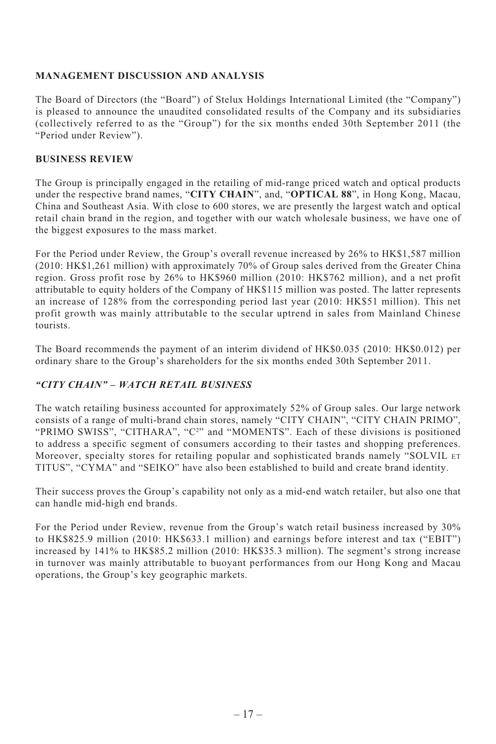## MANAGEMENT DISCUSSION AND ANALYSIS

The Board of Directors (the "Board") of Stelux Holdings International Limited (the "Company") is pleased to announce the unaudited consolidated results of the Company and its subsidiaries (collectively referred to as the "Group") for the six months ended 30th September 2011 (the "Period under Review").

## BUSINESS REVIEW

The Group is principally engaged in the retailing of mid-range priced watch and optical products under the respective brand names, "**CITY CHAIN**", and, "**OPTICAL 88**", in Hong Kong, Macau, China and Southeast Asia. With close to 600 stores, we are presently the largest watch and optical retail chain brand in the region, and together with our watch wholesale business, we have one of the biggest exposures to the mass market.

For the Period under Review, the Group's overall revenue increased by 26% to HK$1,587 million (2010: HK$1,261 million) with approximately 70% of Group sales derived from the Greater China region. Gross profit rose by 26% to HK$960 million (2010: HK$762 million), and a net profit attributable to equity holders of the Company of HK$115 million was posted. The latter represents an increase of 128% from the corresponding period last year (2010: HK$51 million). This net profit growth was mainly attributable to the secular uptrend in sales from Mainland Chinese tourists.

The Board recommends the payment of an interim dividend of HK$0.035 (2010: HK$0.012) per ordinary share to the Group's shareholders for the six months ended 30th September 2011.

### *"CITY CHAIN" – WATCH RETAIL BUSINESS*

The watch retailing business accounted for approximately 52% of Group sales. Our large network consists of a range of multi-brand chain stores, namely "CITY CHAIN", "CITY CHAIN PRIMO", "PRIMO SWISS", "CITHARA", "C²" and "MOMENTS". Each of these divisions is positioned to address a specific segment of consumers according to their tastes and shopping preferences. Moreover, specialty stores for retailing popular and sophisticated brands namely "SOLVIL ET TITUS", "CYMA" and "SEIKO" have also been established to build and create brand identity.

Their success proves the Group's capability not only as a mid-end watch retailer, but also one that can handle mid-high end brands.

For the Period under Review, revenue from the Group's watch retail business increased by 30% to HK$825.9 million (2010: HK$633.1 million) and earnings before interest and tax ("EBIT") increased by 141% to HK$85.2 million (2010: HK$35.3 million). The segment's strong increase in turnover was mainly attributable to buoyant performances from our Hong Kong and Macau operations, the Group's key geographic markets.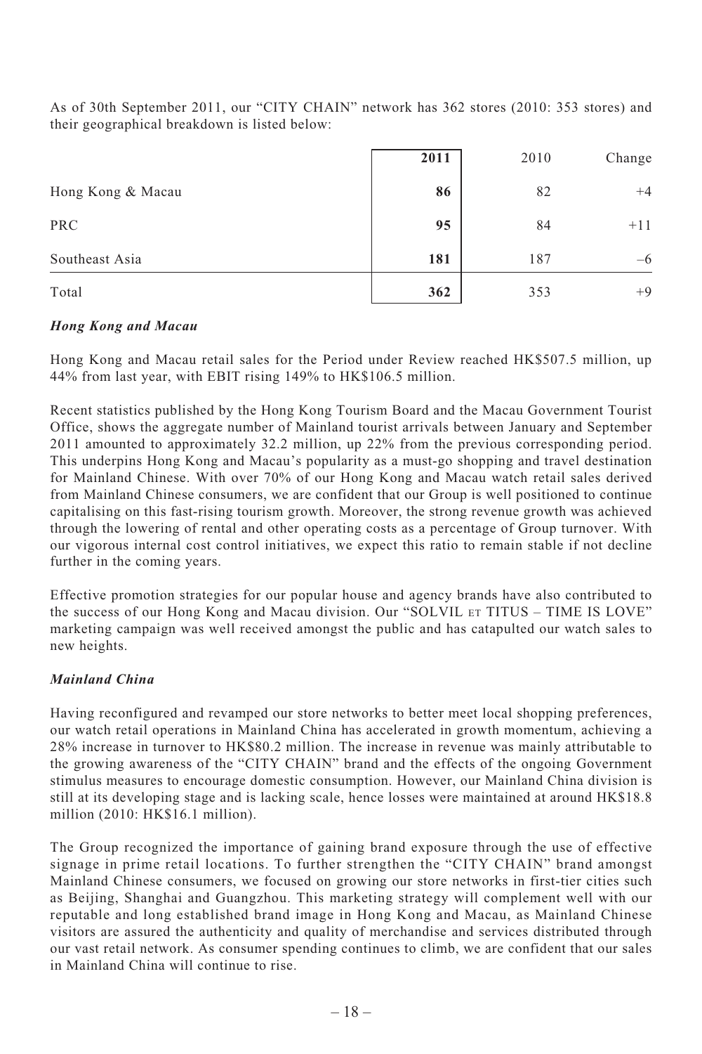As of 30th September 2011, our "CITY CHAIN" network has 362 stores (2010: 353 stores) and their geographical breakdown is listed below:

| | **2011** | 2010 | Change |
|---|---|---|---|
| Hong Kong & Macau | **86** | 82 | +4 |
| PRC | **95** | 84 | +11 |
| Southeast Asia | **181** | 187 | –6 |
| Total | **362** | 353 | +9 |

***Hong Kong and Macau***

Hong Kong and Macau retail sales for the Period under Review reached HK$507.5 million, up 44% from last year, with EBIT rising 149% to HK$106.5 million.

Recent statistics published by the Hong Kong Tourism Board and the Macau Government Tourist Office, shows the aggregate number of Mainland tourist arrivals between January and September 2011 amounted to approximately 32.2 million, up 22% from the previous corresponding period. This underpins Hong Kong and Macau's popularity as a must-go shopping and travel destination for Mainland Chinese. With over 70% of our Hong Kong and Macau watch retail sales derived from Mainland Chinese consumers, we are confident that our Group is well positioned to continue capitalising on this fast-rising tourism growth. Moreover, the strong revenue growth was achieved through the lowering of rental and other operating costs as a percentage of Group turnover. With our vigorous internal cost control initiatives, we expect this ratio to remain stable if not decline further in the coming years.

Effective promotion strategies for our popular house and agency brands have also contributed to the success of our Hong Kong and Macau division. Our "SOLVIL ET TITUS – TIME IS LOVE" marketing campaign was well received amongst the public and has catapulted our watch sales to new heights.

***Mainland China***

Having reconfigured and revamped our store networks to better meet local shopping preferences, our watch retail operations in Mainland China has accelerated in growth momentum, achieving a 28% increase in turnover to HK$80.2 million. The increase in revenue was mainly attributable to the growing awareness of the "CITY CHAIN" brand and the effects of the ongoing Government stimulus measures to encourage domestic consumption. However, our Mainland China division is still at its developing stage and is lacking scale, hence losses were maintained at around HK$18.8 million (2010: HK$16.1 million).

The Group recognized the importance of gaining brand exposure through the use of effective signage in prime retail locations. To further strengthen the "CITY CHAIN" brand amongst Mainland Chinese consumers, we focused on growing our store networks in first-tier cities such as Beijing, Shanghai and Guangzhou. This marketing strategy will complement well with our reputable and long established brand image in Hong Kong and Macau, as Mainland Chinese visitors are assured the authenticity and quality of merchandise and services distributed through our vast retail network. As consumer spending continues to climb, we are confident that our sales in Mainland China will continue to rise.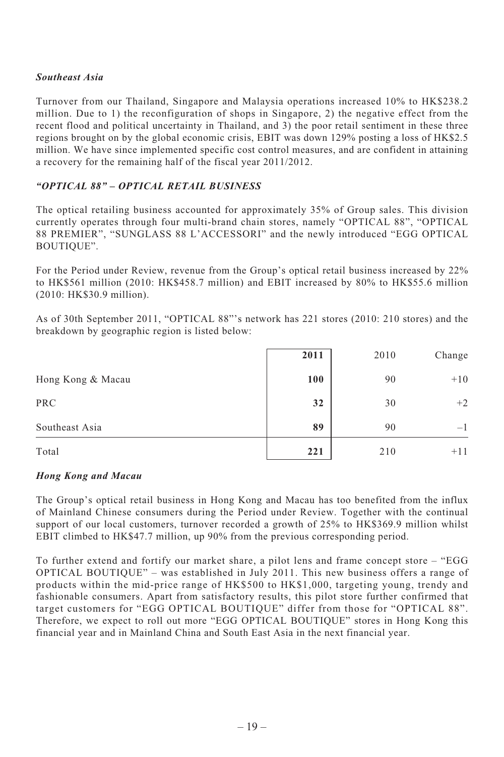***Southeast Asia***

Turnover from our Thailand, Singapore and Malaysia operations increased 10% to HK$238.2 million. Due to 1) the reconfiguration of shops in Singapore, 2) the negative effect from the recent flood and political uncertainty in Thailand, and 3) the poor retail sentiment in these three regions brought on by the global economic crisis, EBIT was down 129% posting a loss of HK$2.5 million. We have since implemented specific cost control measures, and are confident in attaining a recovery for the remaining half of the fiscal year 2011/2012.

***"OPTICAL 88" – OPTICAL RETAIL BUSINESS***

The optical retailing business accounted for approximately 35% of Group sales. This division currently operates through four multi-brand chain stores, namely "OPTICAL 88", "OPTICAL 88 PREMIER", "SUNGLASS 88 L'ACCESSORI" and the newly introduced "EGG OPTICAL BOUTIQUE".

For the Period under Review, revenue from the Group's optical retail business increased by 22% to HK$561 million (2010: HK$458.7 million) and EBIT increased by 80% to HK$55.6 million (2010: HK$30.9 million).

As of 30th September 2011, "OPTICAL 88"'s network has 221 stores (2010: 210 stores) and the breakdown by geographic region is listed below:

| | **2011** | 2010 | Change |
|---|---|---|---|
| Hong Kong & Macau | **100** | 90 | +10 |
| PRC | **32** | 30 | +2 |
| Southeast Asia | **89** | 90 | –1 |
| Total | **221** | 210 | +11 |

***Hong Kong and Macau***

The Group's optical retail business in Hong Kong and Macau has too benefited from the influx of Mainland Chinese consumers during the Period under Review. Together with the continual support of our local customers, turnover recorded a growth of 25% to HK$369.9 million whilst EBIT climbed to HK$47.7 million, up 90% from the previous corresponding period.

To further extend and fortify our market share, a pilot lens and frame concept store – "EGG OPTICAL BOUTIQUE" – was established in July 2011. This new business offers a range of products within the mid-price range of HK$500 to HK$1,000, targeting young, trendy and fashionable consumers. Apart from satisfactory results, this pilot store further confirmed that target customers for "EGG OPTICAL BOUTIQUE" differ from those for "OPTICAL 88". Therefore, we expect to roll out more "EGG OPTICAL BOUTIQUE" stores in Hong Kong this financial year and in Mainland China and South East Asia in the next financial year.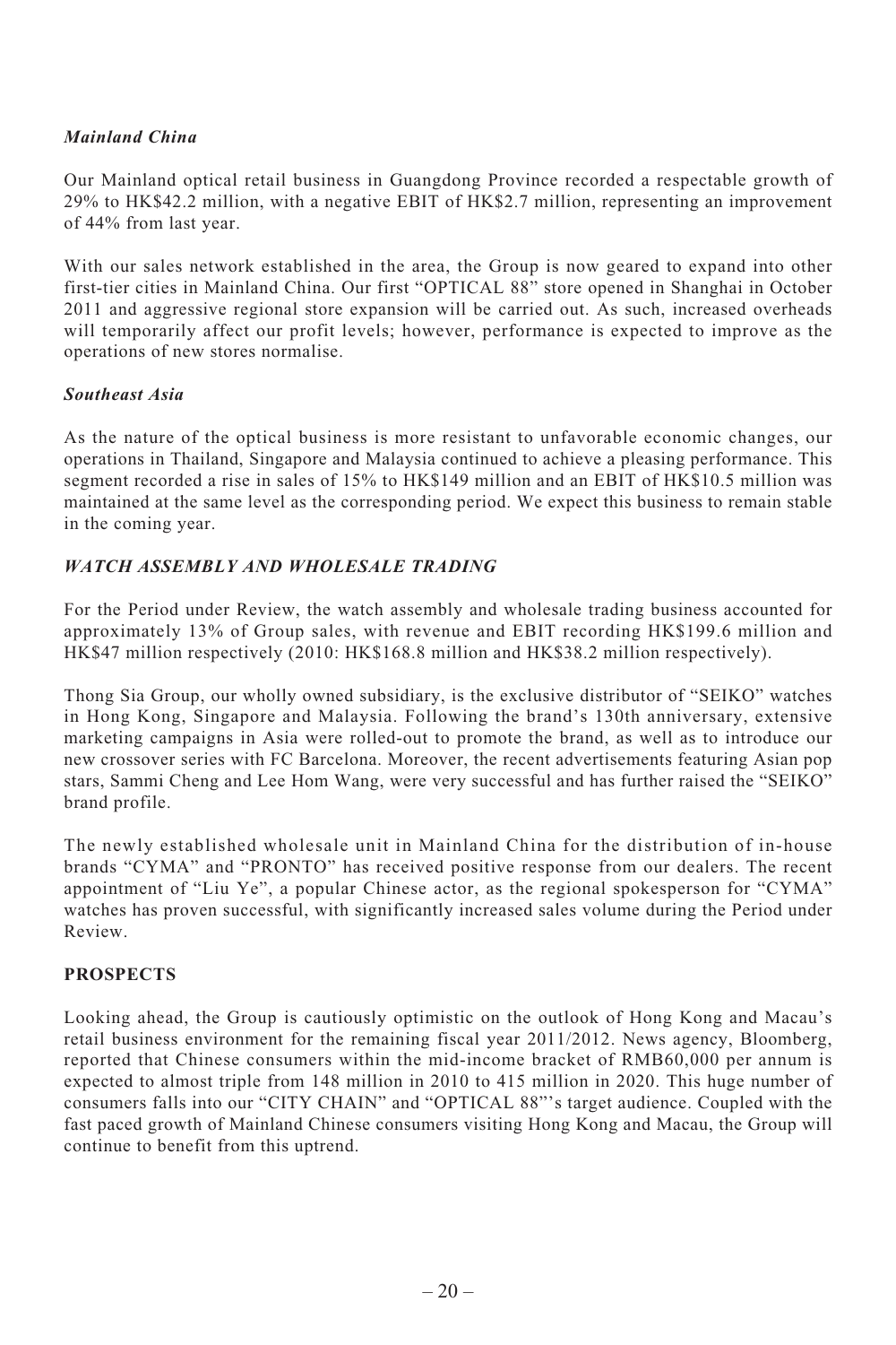### *Mainland China*

Our Mainland optical retail business in Guangdong Province recorded a respectable growth of 29% to HK$42.2 million, with a negative EBIT of HK$2.7 million, representing an improvement of 44% from last year.

With our sales network established in the area, the Group is now geared to expand into other first-tier cities in Mainland China. Our first "OPTICAL 88" store opened in Shanghai in October 2011 and aggressive regional store expansion will be carried out. As such, increased overheads will temporarily affect our profit levels; however, performance is expected to improve as the operations of new stores normalise.

### *Southeast Asia*

As the nature of the optical business is more resistant to unfavorable economic changes, our operations in Thailand, Singapore and Malaysia continued to achieve a pleasing performance. This segment recorded a rise in sales of 15% to HK$149 million and an EBIT of HK$10.5 million was maintained at the same level as the corresponding period. We expect this business to remain stable in the coming year.

## *WATCH ASSEMBLY AND WHOLESALE TRADING*

For the Period under Review, the watch assembly and wholesale trading business accounted for approximately 13% of Group sales, with revenue and EBIT recording HK$199.6 million and HK$47 million respectively (2010: HK$168.8 million and HK$38.2 million respectively).

Thong Sia Group, our wholly owned subsidiary, is the exclusive distributor of "SEIKO" watches in Hong Kong, Singapore and Malaysia. Following the brand's 130th anniversary, extensive marketing campaigns in Asia were rolled-out to promote the brand, as well as to introduce our new crossover series with FC Barcelona. Moreover, the recent advertisements featuring Asian pop stars, Sammi Cheng and Lee Hom Wang, were very successful and has further raised the "SEIKO" brand profile.

The newly established wholesale unit in Mainland China for the distribution of in-house brands "CYMA" and "PRONTO" has received positive response from our dealers. The recent appointment of "Liu Ye", a popular Chinese actor, as the regional spokesperson for "CYMA" watches has proven successful, with significantly increased sales volume during the Period under Review.

## **PROSPECTS**

Looking ahead, the Group is cautiously optimistic on the outlook of Hong Kong and Macau's retail business environment for the remaining fiscal year 2011/2012. News agency, Bloomberg, reported that Chinese consumers within the mid-income bracket of RMB60,000 per annum is expected to almost triple from 148 million in 2010 to 415 million in 2020. This huge number of consumers falls into our "CITY CHAIN" and "OPTICAL 88"'s target audience. Coupled with the fast paced growth of Mainland Chinese consumers visiting Hong Kong and Macau, the Group will continue to benefit from this uptrend.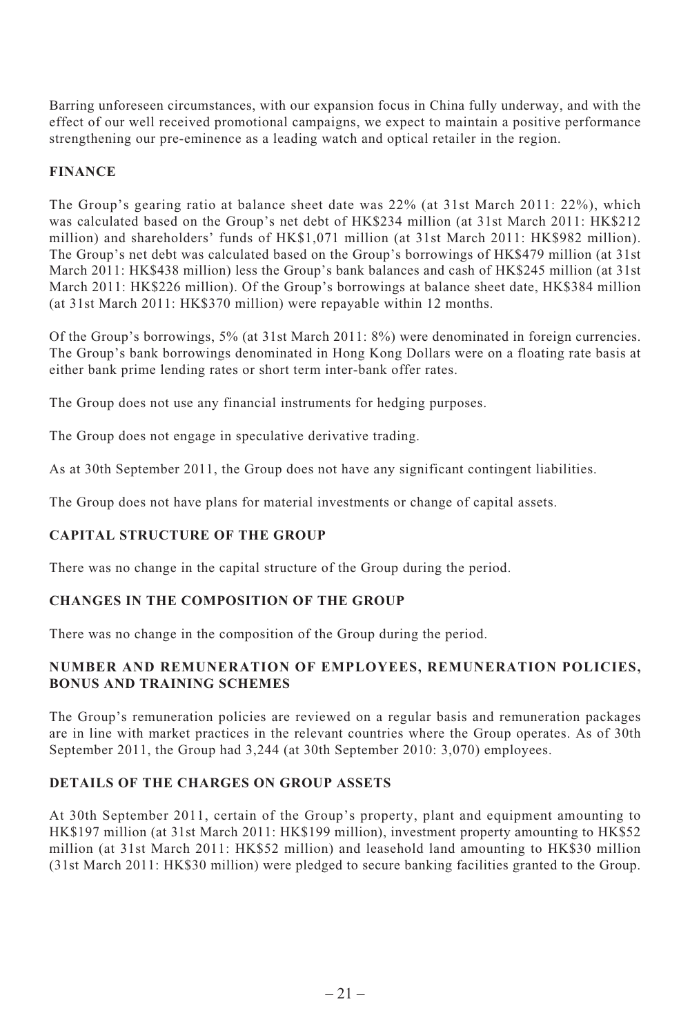Barring unforeseen circumstances, with our expansion focus in China fully underway, and with the effect of our well received promotional campaigns, we expect to maintain a positive performance strengthening our pre-eminence as a leading watch and optical retailer in the region.

## FINANCE

The Group's gearing ratio at balance sheet date was 22% (at 31st March 2011: 22%), which was calculated based on the Group's net debt of HK$234 million (at 31st March 2011: HK$212 million) and shareholders' funds of HK$1,071 million (at 31st March 2011: HK$982 million). The Group's net debt was calculated based on the Group's borrowings of HK$479 million (at 31st March 2011: HK$438 million) less the Group's bank balances and cash of HK$245 million (at 31st March 2011: HK$226 million). Of the Group's borrowings at balance sheet date, HK$384 million (at 31st March 2011: HK$370 million) were repayable within 12 months.

Of the Group's borrowings, 5% (at 31st March 2011: 8%) were denominated in foreign currencies. The Group's bank borrowings denominated in Hong Kong Dollars were on a floating rate basis at either bank prime lending rates or short term inter-bank offer rates.

The Group does not use any financial instruments for hedging purposes.

The Group does not engage in speculative derivative trading.

As at 30th September 2011, the Group does not have any significant contingent liabilities.

The Group does not have plans for material investments or change of capital assets.

## CAPITAL STRUCTURE OF THE GROUP

There was no change in the capital structure of the Group during the period.

## CHANGES IN THE COMPOSITION OF THE GROUP

There was no change in the composition of the Group during the period.

## NUMBER AND REMUNERATION OF EMPLOYEES, REMUNERATION POLICIES, BONUS AND TRAINING SCHEMES

The Group's remuneration policies are reviewed on a regular basis and remuneration packages are in line with market practices in the relevant countries where the Group operates. As of 30th September 2011, the Group had 3,244 (at 30th September 2010: 3,070) employees.

## DETAILS OF THE CHARGES ON GROUP ASSETS

At 30th September 2011, certain of the Group's property, plant and equipment amounting to HK$197 million (at 31st March 2011: HK$199 million), investment property amounting to HK$52 million (at 31st March 2011: HK$52 million) and leasehold land amounting to HK$30 million (31st March 2011: HK$30 million) were pledged to secure banking facilities granted to the Group.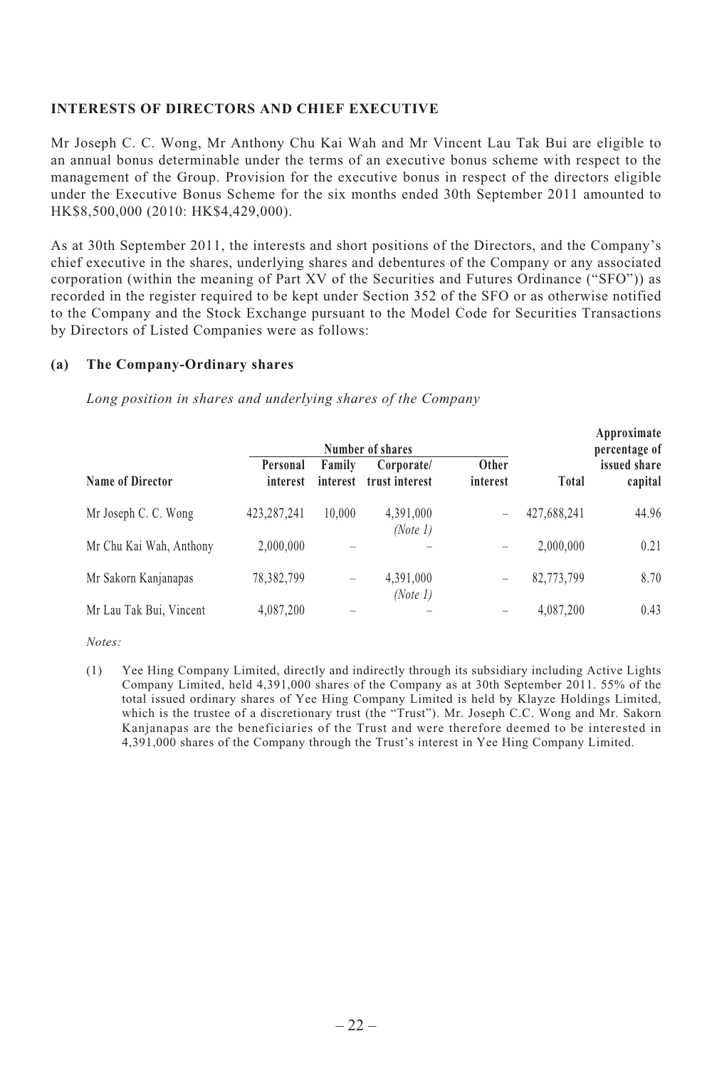### INTERESTS OF DIRECTORS AND CHIEF EXECUTIVE

Mr Joseph C. C. Wong, Mr Anthony Chu Kai Wah and Mr Vincent Lau Tak Bui are eligible to an annual bonus determinable under the terms of an executive bonus scheme with respect to the management of the Group. Provision for the executive bonus in respect of the directors eligible under the Executive Bonus Scheme for the six months ended 30th September 2011 amounted to HK$8,500,000 (2010: HK$4,429,000).

As at 30th September 2011, the interests and short positions of the Directors, and the Company's chief executive in the shares, underlying shares and debentures of the Company or any associated corporation (within the meaning of Part XV of the Securities and Futures Ordinance ("SFO")) as recorded in the register required to be kept under Section 352 of the SFO or as otherwise notified to the Company and the Stock Exchange pursuant to the Model Code for Securities Transactions by Directors of Listed Companies were as follows:

#### (a) The Company-Ordinary shares

*Long position in shares and underlying shares of the Company*

| Name of Director | Number of shares | | | | | Approximate percentage of issued share capital |
|---|---|---|---|---|---|---|
| | Personal interest | Family interest | Corporate/ trust interest | Other interest | Total | |
| Mr Joseph C. C. Wong | 423,287,241 | 10,000 | 4,391,000 *(Note 1)* | – | 427,688,241 | 44.96 |
| Mr Chu Kai Wah, Anthony | 2,000,000 | – | – | – | 2,000,000 | 0.21 |
| Mr Sakorn Kanjanapas | 78,382,799 | – | 4,391,000 *(Note 1)* | – | 82,773,799 | 8.70 |
| Mr Lau Tak Bui, Vincent | 4,087,200 | – | – | – | 4,087,200 | 0.43 |

*Notes:*

(1) Yee Hing Company Limited, directly and indirectly through its subsidiary including Active Lights Company Limited, held 4,391,000 shares of the Company as at 30th September 2011. 55% of the total issued ordinary shares of Yee Hing Company Limited is held by Klayze Holdings Limited, which is the trustee of a discretionary trust (the "Trust"). Mr. Joseph C.C. Wong and Mr. Sakorn Kanjanapas are the beneficiaries of the Trust and were therefore deemed to be interested in 4,391,000 shares of the Company through the Trust's interest in Yee Hing Company Limited.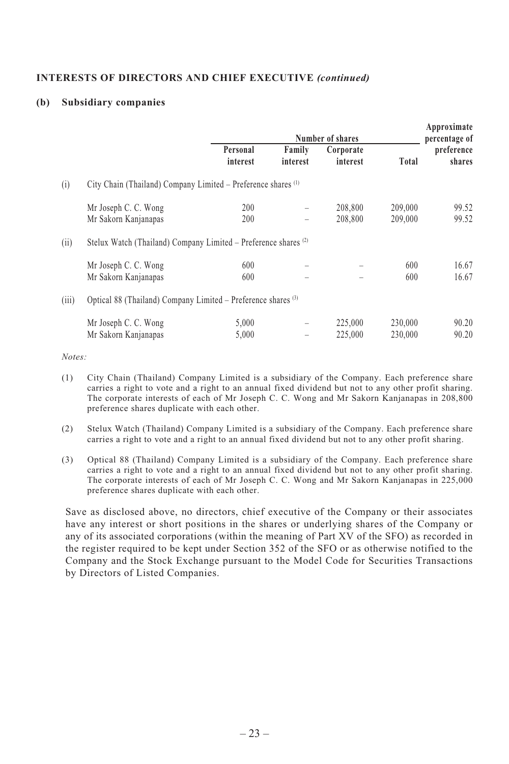### INTERESTS OF DIRECTORS AND CHIEF EXECUTIVE *(continued)*

#### (b) Subsidiary companies

| | | Number of shares | | | | Approximate percentage of |
|---|---|---|---|---|---|---|
| | | Personal interest | Family interest | Corporate interest | Total | preference shares |
| (i) | City Chain (Thailand) Company Limited – Preference shares [(1)] | | | | | |
| | Mr Joseph C. C. Wong | 200 | – | 208,800 | 209,000 | 99.52 |
| | Mr Sakorn Kanjanapas | 200 | – | 208,800 | 209,000 | 99.52 |
| (ii) | Stelux Watch (Thailand) Company Limited – Preference shares [(2)] | | | | | |
| | Mr Joseph C. C. Wong | 600 | – | – | 600 | 16.67 |
| | Mr Sakorn Kanjanapas | 600 | – | – | 600 | 16.67 |
| (iii) | Optical 88 (Thailand) Company Limited – Preference shares [(3)] | | | | | |
| | Mr Joseph C. C. Wong | 5,000 | – | 225,000 | 230,000 | 90.20 |
| | Mr Sakorn Kanjanapas | 5,000 | – | 225,000 | 230,000 | 90.20 |

*Notes:*

(1) City Chain (Thailand) Company Limited is a subsidiary of the Company. Each preference share carries a right to vote and a right to an annual fixed dividend but not to any other profit sharing. The corporate interests of each of Mr Joseph C. C. Wong and Mr Sakorn Kanjanapas in 208,800 preference shares duplicate with each other.

(2) Stelux Watch (Thailand) Company Limited is a subsidiary of the Company. Each preference share carries a right to vote and a right to an annual fixed dividend but not to any other profit sharing.

(3) Optical 88 (Thailand) Company Limited is a subsidiary of the Company. Each preference share carries a right to vote and a right to an annual fixed dividend but not to any other profit sharing. The corporate interests of each of Mr Joseph C. C. Wong and Mr Sakorn Kanjanapas in 225,000 preference shares duplicate with each other.

Save as disclosed above, no directors, chief executive of the Company or their associates have any interest or short positions in the shares or underlying shares of the Company or any of its associated corporations (within the meaning of Part XV of the SFO) as recorded in the register required to be kept under Section 352 of the SFO or as otherwise notified to the Company and the Stock Exchange pursuant to the Model Code for Securities Transactions by Directors of Listed Companies.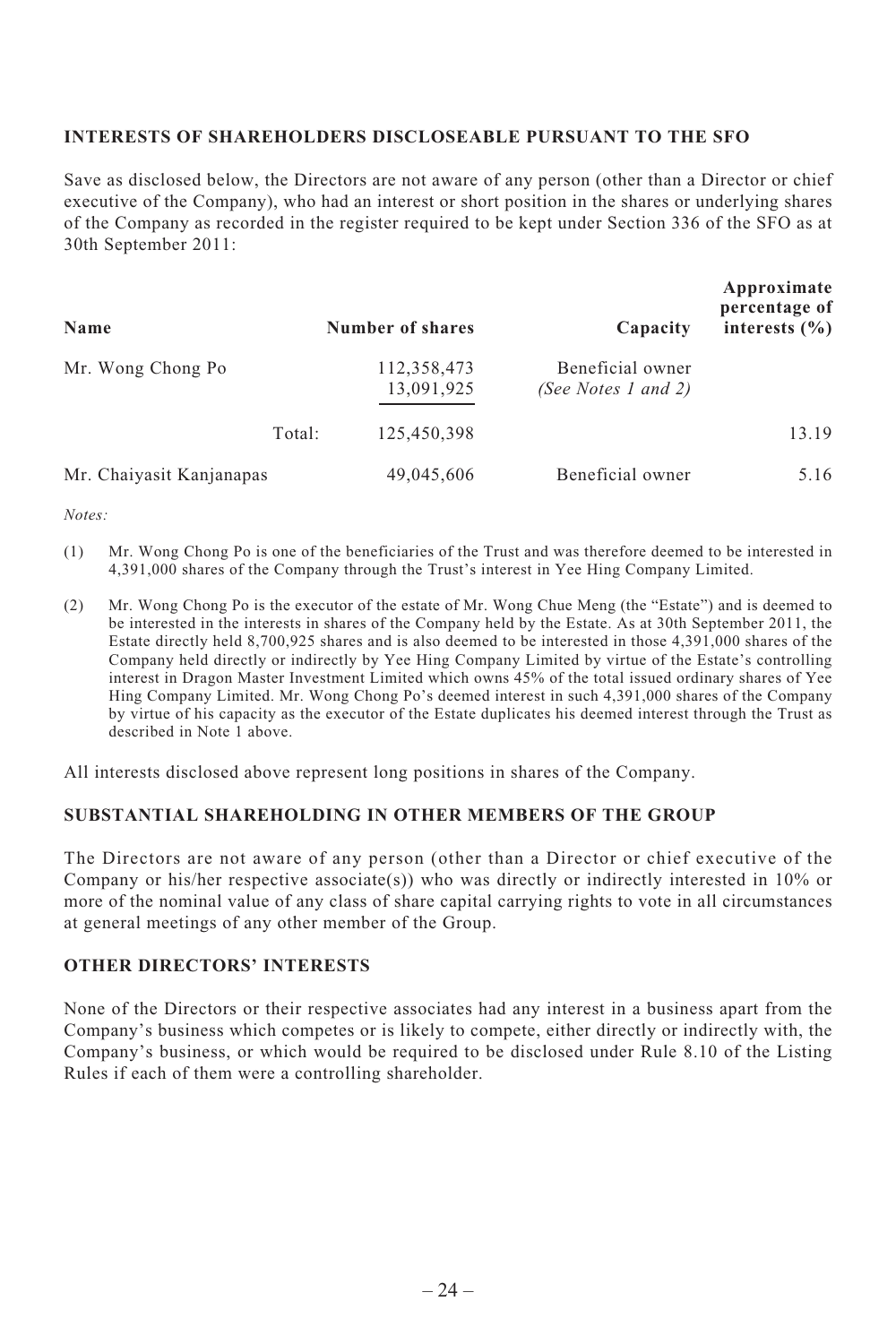### INTERESTS OF SHAREHOLDERS DISCLOSEABLE PURSUANT TO THE SFO

Save as disclosed below, the Directors are not aware of any person (other than a Director or chief executive of the Company), who had an interest or short position in the shares or underlying shares of the Company as recorded in the register required to be kept under Section 336 of the SFO as at 30th September 2011:

| Name | | Number of shares | Capacity | Approximate percentage of interests (%) |
|---|---|---|---|---|
| Mr. Wong Chong Po | | 112,358,473<br>13,091,925 | Beneficial owner<br>*(See Notes 1 and 2)* | |
| | Total: | 125,450,398 | | 13.19 |
| Mr. Chaiyasit Kanjanapas | | 49,045,606 | Beneficial owner | 5.16 |

*Notes:*

(1) Mr. Wong Chong Po is one of the beneficiaries of the Trust and was therefore deemed to be interested in 4,391,000 shares of the Company through the Trust's interest in Yee Hing Company Limited.

(2) Mr. Wong Chong Po is the executor of the estate of Mr. Wong Chue Meng (the "Estate") and is deemed to be interested in the interests in shares of the Company held by the Estate. As at 30th September 2011, the Estate directly held 8,700,925 shares and is also deemed to be interested in those 4,391,000 shares of the Company held directly or indirectly by Yee Hing Company Limited by virtue of the Estate's controlling interest in Dragon Master Investment Limited which owns 45% of the total issued ordinary shares of Yee Hing Company Limited. Mr. Wong Chong Po's deemed interest in such 4,391,000 shares of the Company by virtue of his capacity as the executor of the Estate duplicates his deemed interest through the Trust as described in Note 1 above.

All interests disclosed above represent long positions in shares of the Company.

### SUBSTANTIAL SHAREHOLDING IN OTHER MEMBERS OF THE GROUP

The Directors are not aware of any person (other than a Director or chief executive of the Company or his/her respective associate(s)) who was directly or indirectly interested in 10% or more of the nominal value of any class of share capital carrying rights to vote in all circumstances at general meetings of any other member of the Group.

### OTHER DIRECTORS' INTERESTS

None of the Directors or their respective associates had any interest in a business apart from the Company's business which competes or is likely to compete, either directly or indirectly with, the Company's business, or which would be required to be disclosed under Rule 8.10 of the Listing Rules if each of them were a controlling shareholder.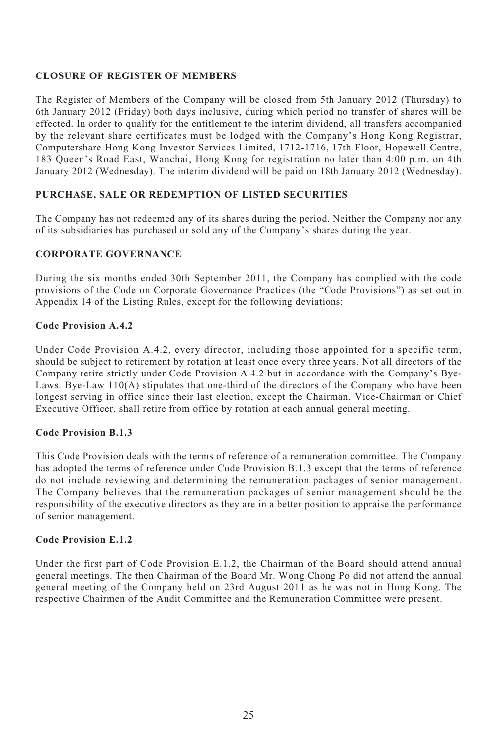## CLOSURE OF REGISTER OF MEMBERS

The Register of Members of the Company will be closed from 5th January 2012 (Thursday) to 6th January 2012 (Friday) both days inclusive, during which period no transfer of shares will be effected. In order to qualify for the entitlement to the interim dividend, all transfers accompanied by the relevant share certificates must be lodged with the Company's Hong Kong Registrar, Computershare Hong Kong Investor Services Limited, 1712-1716, 17th Floor, Hopewell Centre, 183 Queen's Road East, Wanchai, Hong Kong for registration no later than 4:00 p.m. on 4th January 2012 (Wednesday). The interim dividend will be paid on 18th January 2012 (Wednesday).

## PURCHASE, SALE OR REDEMPTION OF LISTED SECURITIES

The Company has not redeemed any of its shares during the period. Neither the Company nor any of its subsidiaries has purchased or sold any of the Company's shares during the year.

## CORPORATE GOVERNANCE

During the six months ended 30th September 2011, the Company has complied with the code provisions of the Code on Corporate Governance Practices (the "Code Provisions") as set out in Appendix 14 of the Listing Rules, except for the following deviations:

### Code Provision A.4.2

Under Code Provision A.4.2, every director, including those appointed for a specific term, should be subject to retirement by rotation at least once every three years. Not all directors of the Company retire strictly under Code Provision A.4.2 but in accordance with the Company's Bye-Laws. Bye-Law 110(A) stipulates that one-third of the directors of the Company who have been longest serving in office since their last election, except the Chairman, Vice-Chairman or Chief Executive Officer, shall retire from office by rotation at each annual general meeting.

### Code Provision B.1.3

This Code Provision deals with the terms of reference of a remuneration committee. The Company has adopted the terms of reference under Code Provision B.1.3 except that the terms of reference do not include reviewing and determining the remuneration packages of senior management. The Company believes that the remuneration packages of senior management should be the responsibility of the executive directors as they are in a better position to appraise the performance of senior management.

### Code Provision E.1.2

Under the first part of Code Provision E.1.2, the Chairman of the Board should attend annual general meetings. The then Chairman of the Board Mr. Wong Chong Po did not attend the annual general meeting of the Company held on 23rd August 2011 as he was not in Hong Kong. The respective Chairmen of the Audit Committee and the Remuneration Committee were present.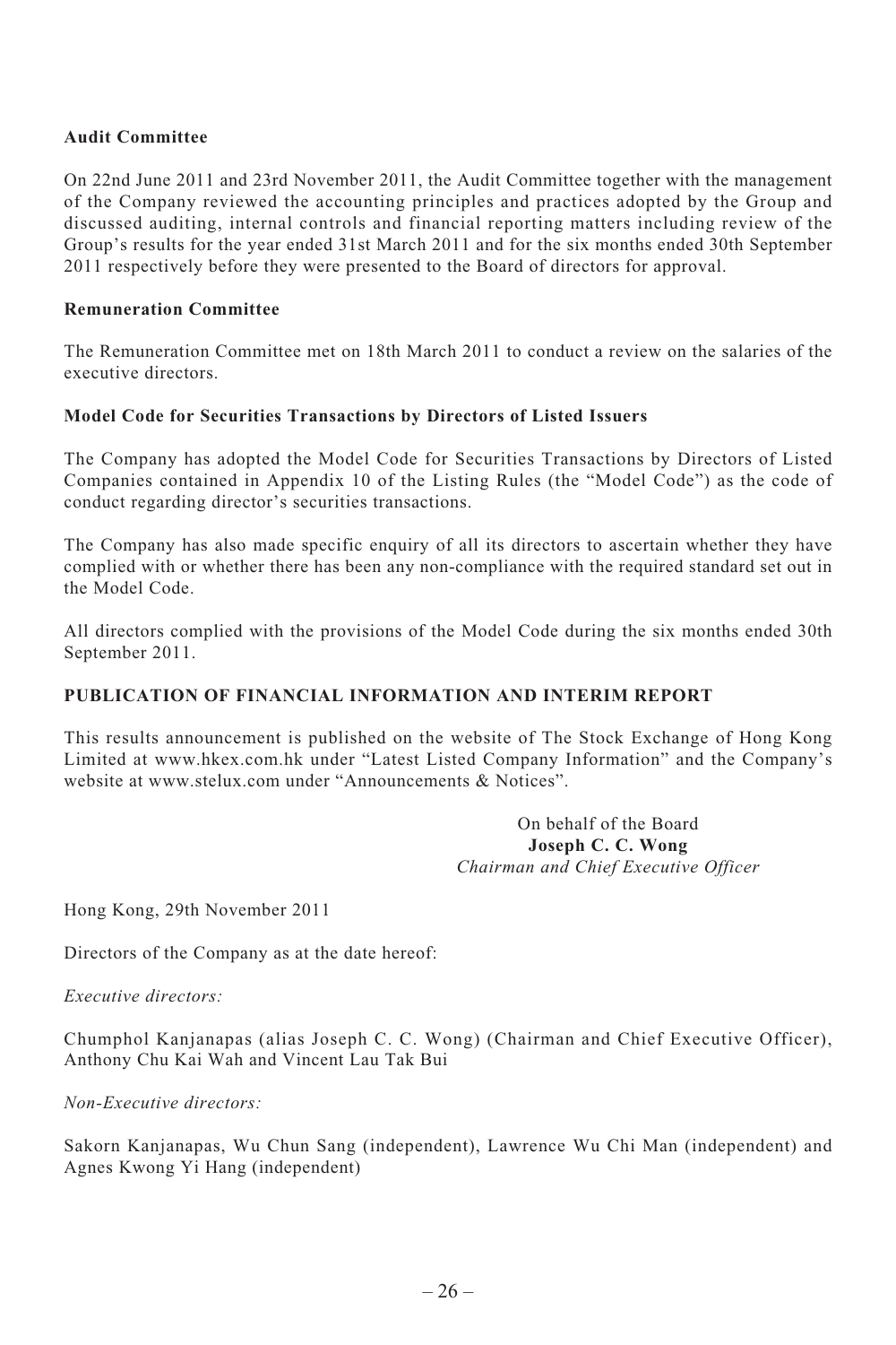### Audit Committee

On 22nd June 2011 and 23rd November 2011, the Audit Committee together with the management of the Company reviewed the accounting principles and practices adopted by the Group and discussed auditing, internal controls and financial reporting matters including review of the Group's results for the year ended 31st March 2011 and for the six months ended 30th September 2011 respectively before they were presented to the Board of directors for approval.

### Remuneration Committee

The Remuneration Committee met on 18th March 2011 to conduct a review on the salaries of the executive directors.

### Model Code for Securities Transactions by Directors of Listed Issuers

The Company has adopted the Model Code for Securities Transactions by Directors of Listed Companies contained in Appendix 10 of the Listing Rules (the "Model Code") as the code of conduct regarding director's securities transactions.

The Company has also made specific enquiry of all its directors to ascertain whether they have complied with or whether there has been any non-compliance with the required standard set out in the Model Code.

All directors complied with the provisions of the Model Code during the six months ended 30th September 2011.

## PUBLICATION OF FINANCIAL INFORMATION AND INTERIM REPORT

This results announcement is published on the website of The Stock Exchange of Hong Kong Limited at www.hkex.com.hk under "Latest Listed Company Information" and the Company's website at www.stelux.com under "Announcements & Notices".

On behalf of the Board
**Joseph C. C. Wong**
*Chairman and Chief Executive Officer*

Hong Kong, 29th November 2011

Directors of the Company as at the date hereof:

*Executive directors:*

Chumphol Kanjanapas (alias Joseph C. C. Wong) (Chairman and Chief Executive Officer), Anthony Chu Kai Wah and Vincent Lau Tak Bui

*Non-Executive directors:*

Sakorn Kanjanapas, Wu Chun Sang (independent), Lawrence Wu Chi Man (independent) and Agnes Kwong Yi Hang (independent)